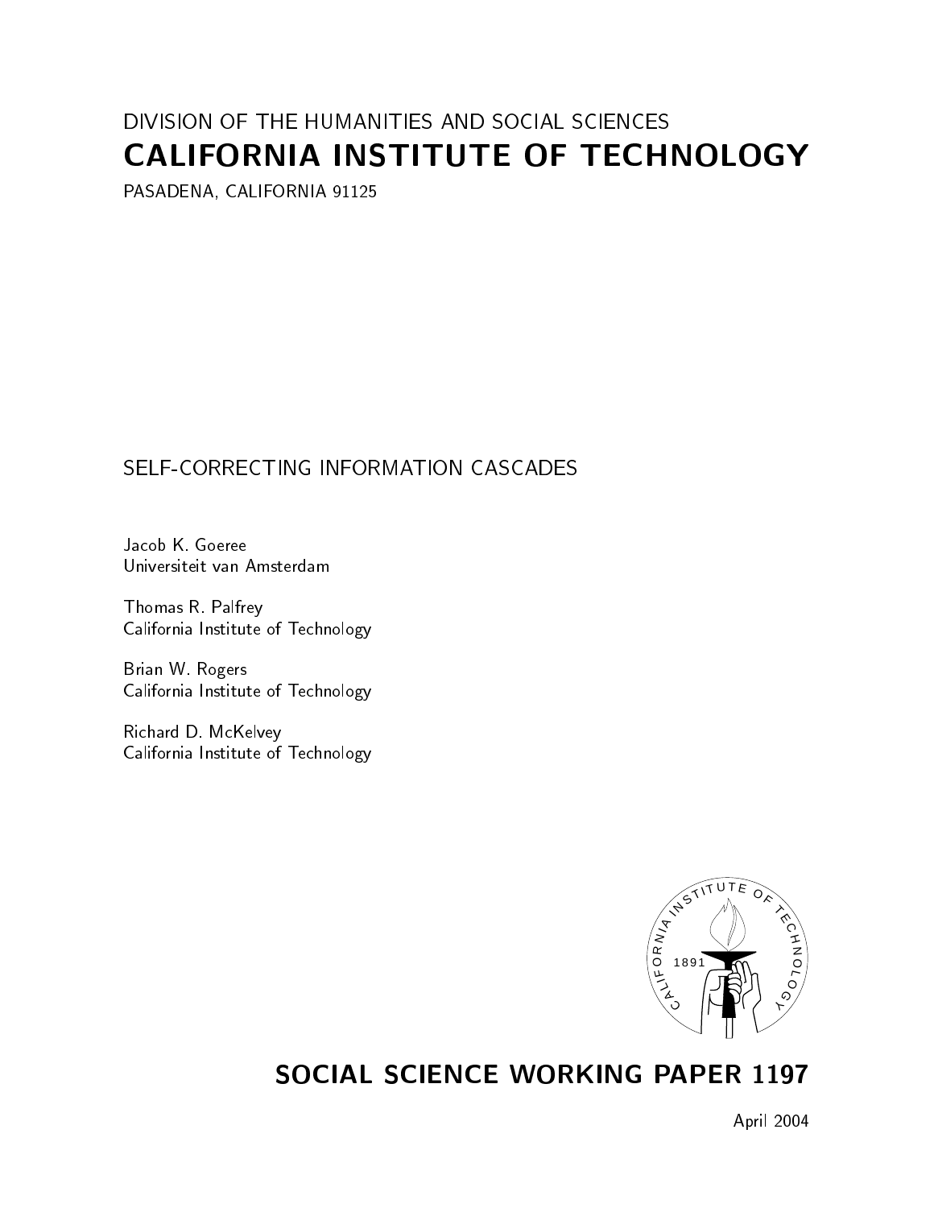DIVISION OF THE HUMANITIES AND SOCIAL SCIENCES

# CALIFORNIA INSTITUTE OF TECHNOLOGY

PASADENA, CALIFORNIA 91125

## SELF-CORRECTING INFORMATION CASCADES

Jacob K. Goeree
Universiteit van Amsterdam

Thomas R. Palfrey
California Institute of Technology

Brian W. Rogers
California Institute of Technology

Richard D. McKelvey
California Institute of Technology

## SOCIAL SCIENCE WORKING PAPER 1197

April 2004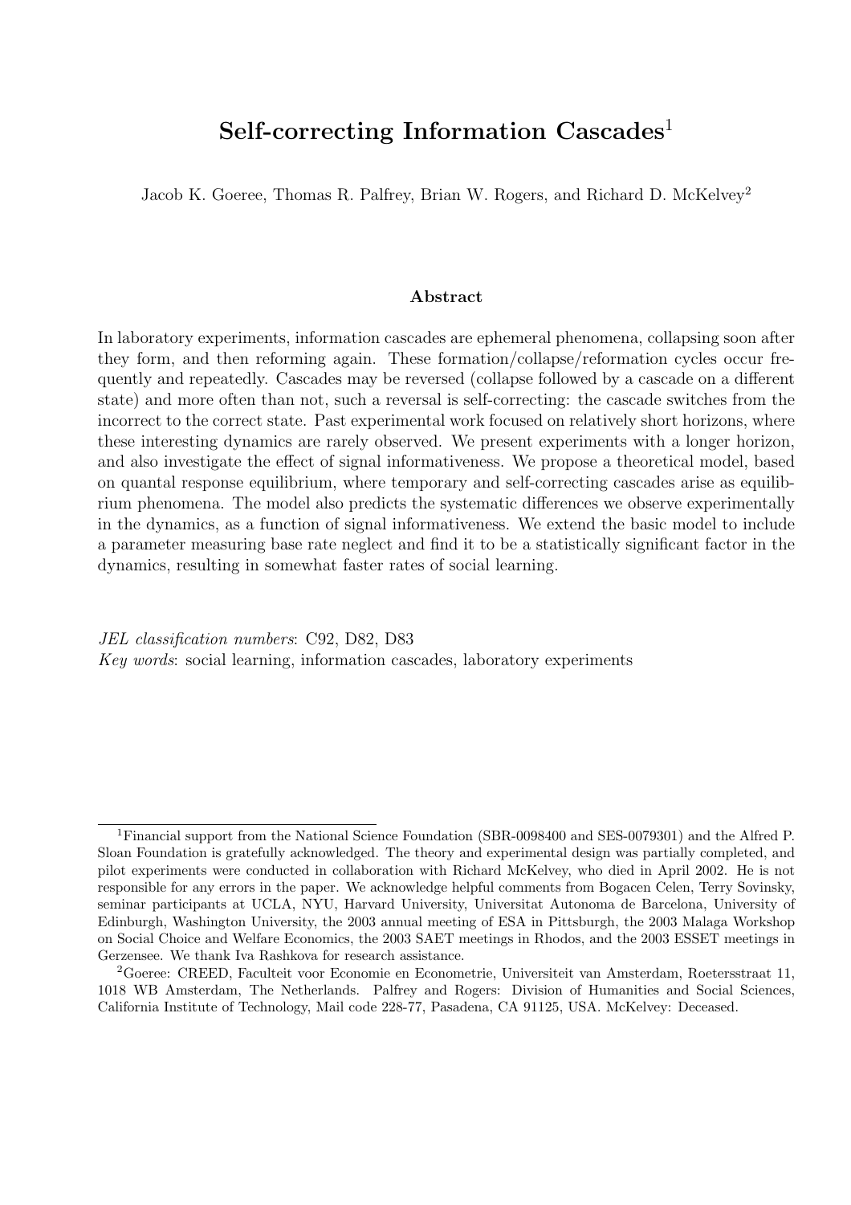# Self-correcting Information Cascades[1]

Jacob K. Goeree, Thomas R. Palfrey, Brian W. Rogers, and Richard D. McKelvey[2]

### Abstract

In laboratory experiments, information cascades are ephemeral phenomena, collapsing soon after they form, and then reforming again. These formation/collapse/reformation cycles occur frequently and repeatedly. Cascades may be reversed (collapse followed by a cascade on a different state) and more often than not, such a reversal is self-correcting: the cascade switches from the incorrect to the correct state. Past experimental work focused on relatively short horizons, where these interesting dynamics are rarely observed. We present experiments with a longer horizon, and also investigate the effect of signal informativeness. We propose a theoretical model, based on quantal response equilibrium, where temporary and self-correcting cascades arise as equilibrium phenomena. The model also predicts the systematic differences we observe experimentally in the dynamics, as a function of signal informativeness. We extend the basic model to include a parameter measuring base rate neglect and find it to be a statistically significant factor in the dynamics, resulting in somewhat faster rates of social learning.

*JEL classification numbers*: C92, D82, D83
*Key words*: social learning, information cascades, laboratory experiments

---

[1] Financial support from the National Science Foundation (SBR-0098400 and SES-0079301) and the Alfred P. Sloan Foundation is gratefully acknowledged. The theory and experimental design was partially completed, and pilot experiments were conducted in collaboration with Richard McKelvey, who died in April 2002. He is not responsible for any errors in the paper. We acknowledge helpful comments from Bogacen Celen, Terry Sovinsky, seminar participants at UCLA, NYU, Harvard University, Universitat Autonoma de Barcelona, University of Edinburgh, Washington University, the 2003 annual meeting of ESA in Pittsburgh, the 2003 Malaga Workshop on Social Choice and Welfare Economics, the 2003 SAET meetings in Rhodos, and the 2003 ESSET meetings in Gerzensee. We thank Iva Rashkova for research assistance.

[2] Goeree: CREED, Faculteit voor Economie en Econometrie, Universiteit van Amsterdam, Roetersstraat 11, 1018 WB Amsterdam, The Netherlands. Palfrey and Rogers: Division of Humanities and Social Sciences, California Institute of Technology, Mail code 228-77, Pasadena, CA 91125, USA. McKelvey: Deceased.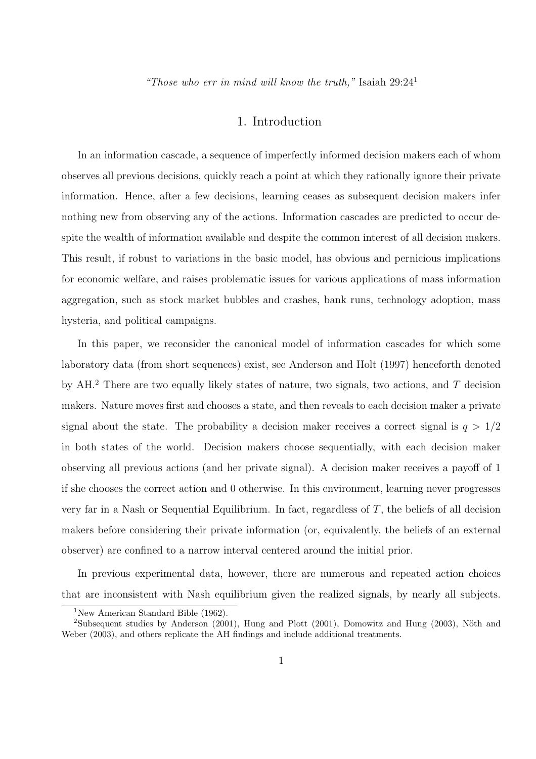*"Those who err in mind will know the truth,"* Isaiah 29:24[1]

## 1. Introduction

In an information cascade, a sequence of imperfectly informed decision makers each of whom observes all previous decisions, quickly reach a point at which they rationally ignore their private information. Hence, after a few decisions, learning ceases as subsequent decision makers infer nothing new from observing any of the actions. Information cascades are predicted to occur despite the wealth of information available and despite the common interest of all decision makers. This result, if robust to variations in the basic model, has obvious and pernicious implications for economic welfare, and raises problematic issues for various applications of mass information aggregation, such as stock market bubbles and crashes, bank runs, technology adoption, mass hysteria, and political campaigns.

In this paper, we reconsider the canonical model of information cascades for which some laboratory data (from short sequences) exist, see Anderson and Holt (1997) henceforth denoted by AH.[2] There are two equally likely states of nature, two signals, two actions, and $T$ decision makers. Nature moves first and chooses a state, and then reveals to each decision maker a private signal about the state. The probability a decision maker receives a correct signal is $q > 1/2$ in both states of the world. Decision makers choose sequentially, with each decision maker observing all previous actions (and her private signal). A decision maker receives a payoff of 1 if she chooses the correct action and 0 otherwise. In this environment, learning never progresses very far in a Nash or Sequential Equilibrium. In fact, regardless of $T$, the beliefs of all decision makers before considering their private information (or, equivalently, the beliefs of an external observer) are confined to a narrow interval centered around the initial prior.

In previous experimental data, however, there are numerous and repeated action choices that are inconsistent with Nash equilibrium given the realized signals, by nearly all subjects.

[1] New American Standard Bible (1962).

[2] Subsequent studies by Anderson (2001), Hung and Plott (2001), Domowitz and Hung (2003), Nöth and Weber (2003), and others replicate the AH findings and include additional treatments.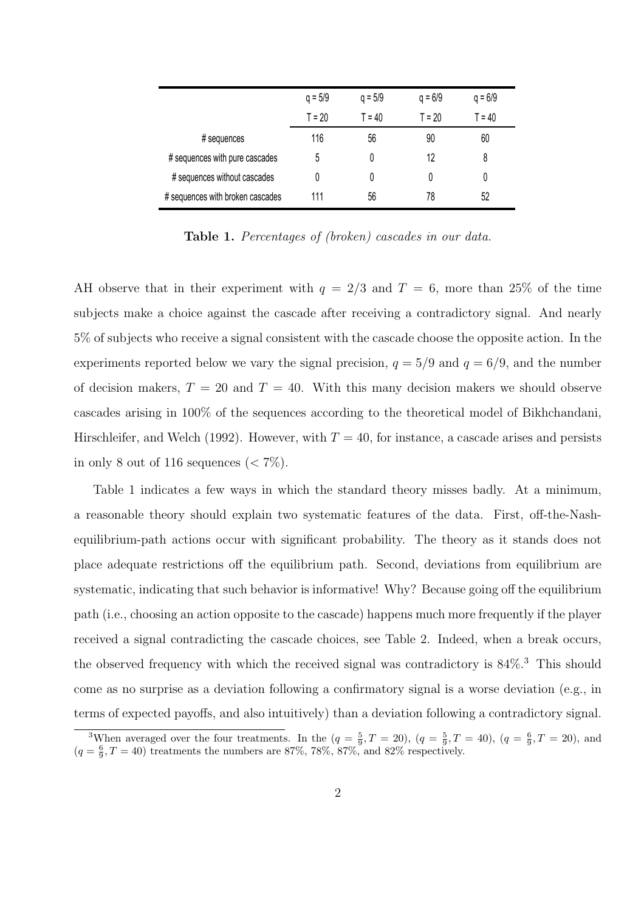| | q = 5/9 | q = 5/9 | q = 6/9 | q = 6/9 |
|---|---|---|---|---|
| | T = 20 | T = 40 | T = 20 | T = 40 |
| # sequences | 116 | 56 | 90 | 60 |
| # sequences with pure cascades | 5 | 0 | 12 | 8 |
| # sequences without cascades | 0 | 0 | 0 | 0 |
| # sequences with broken cascades | 111 | 56 | 78 | 52 |

**Table 1.** *Percentages of (broken) cascades in our data.*

AH observe that in their experiment with $q = 2/3$ and $T = 6$, more than 25% of the time subjects make a choice against the cascade after receiving a contradictory signal. And nearly 5% of subjects who receive a signal consistent with the cascade choose the opposite action. In the experiments reported below we vary the signal precision, $q = 5/9$ and $q = 6/9$, and the number of decision makers, $T = 20$ and $T = 40$. With this many decision makers we should observe cascades arising in 100% of the sequences according to the theoretical model of Bikhchandani, Hirschleifer, and Welch (1992). However, with $T = 40$, for instance, a cascade arises and persists in only 8 out of 116 sequences ($< 7\%$).

Table 1 indicates a few ways in which the standard theory misses badly. At a minimum, a reasonable theory should explain two systematic features of the data. First, off-the-Nash-equilibrium-path actions occur with significant probability. The theory as it stands does not place adequate restrictions off the equilibrium path. Second, deviations from equilibrium are systematic, indicating that such behavior is informative! Why? Because going off the equilibrium path (i.e., choosing an action opposite to the cascade) happens much more frequently if the player received a signal contradicting the cascade choices, see Table 2. Indeed, when a break occurs, the observed frequency with which the received signal was contradictory is 84%.[3] This should come as no surprise as a deviation following a confirmatory signal is a worse deviation (e.g., in terms of expected payoffs, and also intuitively) than a deviation following a contradictory signal.

[3] When averaged over the four treatments. In the ($q = \frac{5}{9}, T = 20$), ($q = \frac{5}{9}, T = 40$), ($q = \frac{6}{9}, T = 20$), and ($q = \frac{6}{9}, T = 40$) treatments the numbers are 87%, 78%, 87%, and 82% respectively.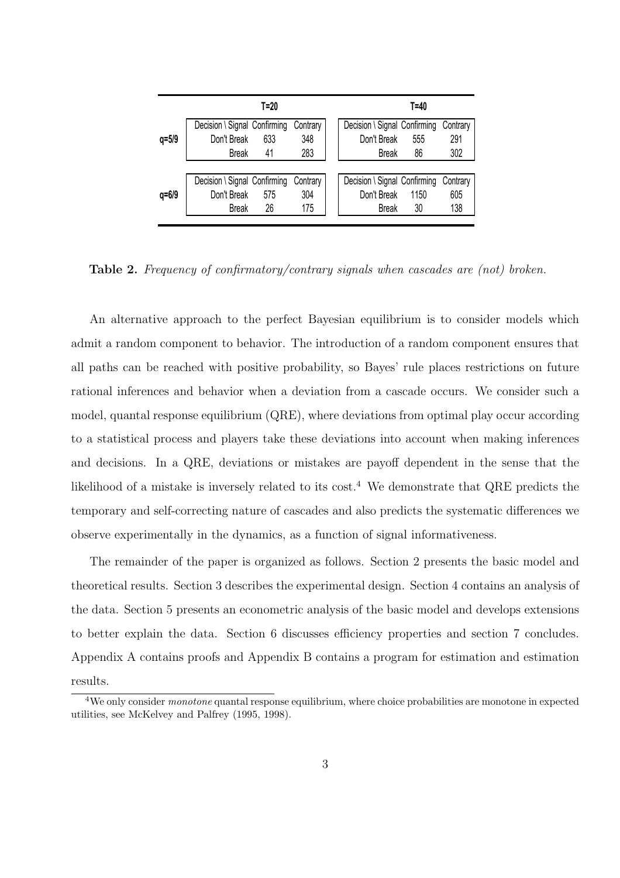|  | T=20 |  |  | T=40 |  |  |
|---|---|---|---|---|---|---|
|  | Decision \ Signal | Confirming | Contrary | Decision \ Signal | Confirming | Contrary |
| q=5/9 | Don't Break | 633 | 348 | Don't Break | 555 | 291 |
|  | Break | 41 | 283 | Break | 86 | 302 |
|  | Decision \ Signal | Confirming | Contrary | Decision \ Signal | Confirming | Contrary |
| q=6/9 | Don't Break | 575 | 304 | Don't Break | 1150 | 605 |
|  | Break | 26 | 175 | Break | 30 | 138 |

**Table 2.** *Frequency of confirmatory/contrary signals when cascades are (not) broken.*

An alternative approach to the perfect Bayesian equilibrium is to consider models which admit a random component to behavior. The introduction of a random component ensures that all paths can be reached with positive probability, so Bayes' rule places restrictions on future rational inferences and behavior when a deviation from a cascade occurs. We consider such a model, quantal response equilibrium (QRE), where deviations from optimal play occur according to a statistical process and players take these deviations into account when making inferences and decisions. In a QRE, deviations or mistakes are payoff dependent in the sense that the likelihood of a mistake is inversely related to its cost.[4] We demonstrate that QRE predicts the temporary and self-correcting nature of cascades and also predicts the systematic differences we observe experimentally in the dynamics, as a function of signal informativeness.

The remainder of the paper is organized as follows. Section 2 presents the basic model and theoretical results. Section 3 describes the experimental design. Section 4 contains an analysis of the data. Section 5 presents an econometric analysis of the basic model and develops extensions to better explain the data. Section 6 discusses efficiency properties and section 7 concludes. Appendix A contains proofs and Appendix B contains a program for estimation and estimation results.

[4] We only consider *monotone* quantal response equilibrium, where choice probabilities are monotone in expected utilities, see McKelvey and Palfrey (1995, 1998).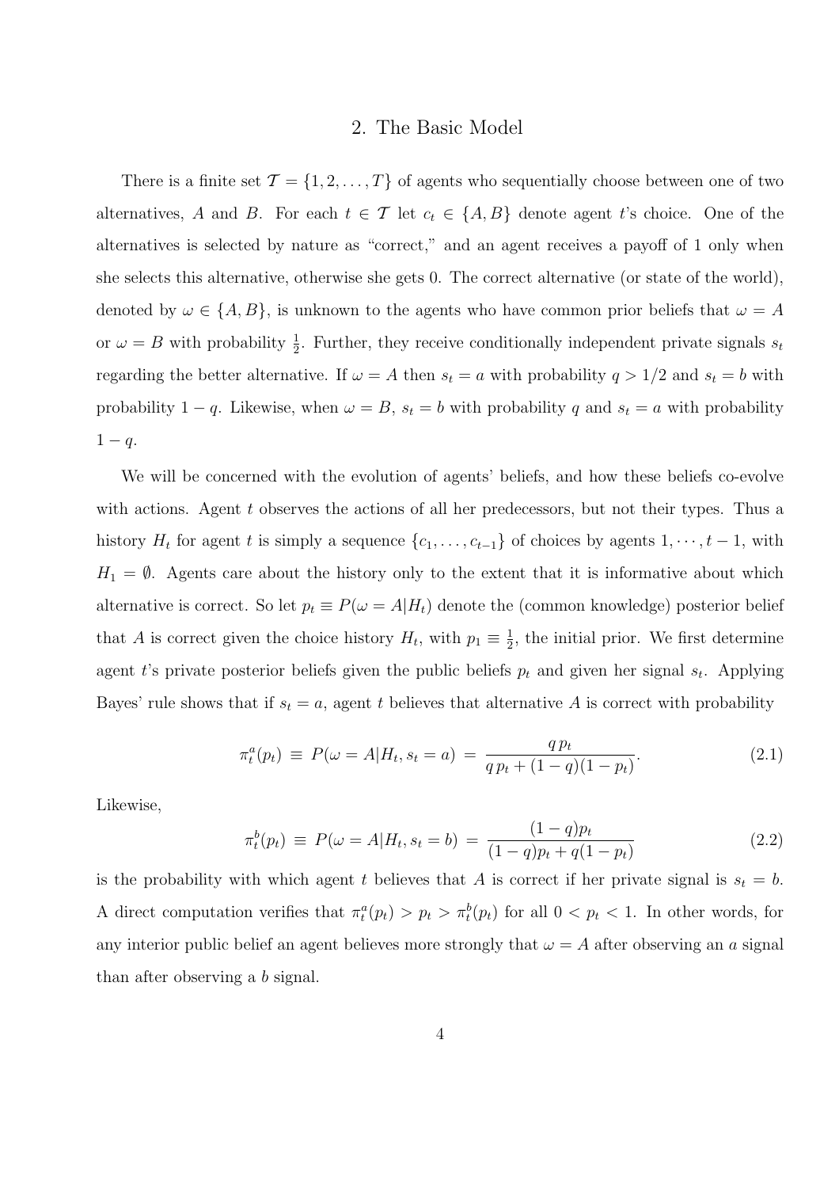## 2. The Basic Model

There is a finite set $\mathcal{T} = \{1, 2, \ldots, T\}$ of agents who sequentially choose between one of two alternatives, $A$ and $B$. For each $t \in \mathcal{T}$ let $c_t \in \{A, B\}$ denote agent $t$'s choice. One of the alternatives is selected by nature as "correct," and an agent receives a payoff of 1 only when she selects this alternative, otherwise she gets 0. The correct alternative (or state of the world), denoted by $\omega \in \{A, B\}$, is unknown to the agents who have common prior beliefs that $\omega = A$ or $\omega = B$ with probability $\frac{1}{2}$. Further, they receive conditionally independent private signals $s_t$ regarding the better alternative. If $\omega = A$ then $s_t = a$ with probability $q > 1/2$ and $s_t = b$ with probability $1 - q$. Likewise, when $\omega = B$, $s_t = b$ with probability $q$ and $s_t = a$ with probability $1 - q$.

We will be concerned with the evolution of agents' beliefs, and how these beliefs co-evolve with actions. Agent $t$ observes the actions of all her predecessors, but not their types. Thus a history $H_t$ for agent $t$ is simply a sequence $\{c_1, \ldots, c_{t-1}\}$ of choices by agents $1, \cdots, t-1$, with $H_1 = \emptyset$. Agents care about the history only to the extent that it is informative about which alternative is correct. So let $p_t \equiv P(\omega = A | H_t)$ denote the (common knowledge) posterior belief that $A$ is correct given the choice history $H_t$, with $p_1 \equiv \frac{1}{2}$, the initial prior. We first determine agent $t$'s private posterior beliefs given the public beliefs $p_t$ and given her signal $s_t$. Applying Bayes' rule shows that if $s_t = a$, agent $t$ believes that alternative $A$ is correct with probability

$$\pi_t^a(p_t) \;\equiv\; P(\omega = A | H_t, s_t = a) \;=\; \frac{q\, p_t}{q\, p_t + (1-q)(1-p_t)}. \tag{2.1}$$

Likewise,

$$\pi_t^b(p_t) \;\equiv\; P(\omega = A | H_t, s_t = b) \;=\; \frac{(1-q)p_t}{(1-q)p_t + q(1-p_t)} \tag{2.2}$$

is the probability with which agent $t$ believes that $A$ is correct if her private signal is $s_t = b$. A direct computation verifies that $\pi_t^a(p_t) > p_t > \pi_t^b(p_t)$ for all $0 < p_t < 1$. In other words, for any interior public belief an agent believes more strongly that $\omega = A$ after observing an $a$ signal than after observing a $b$ signal.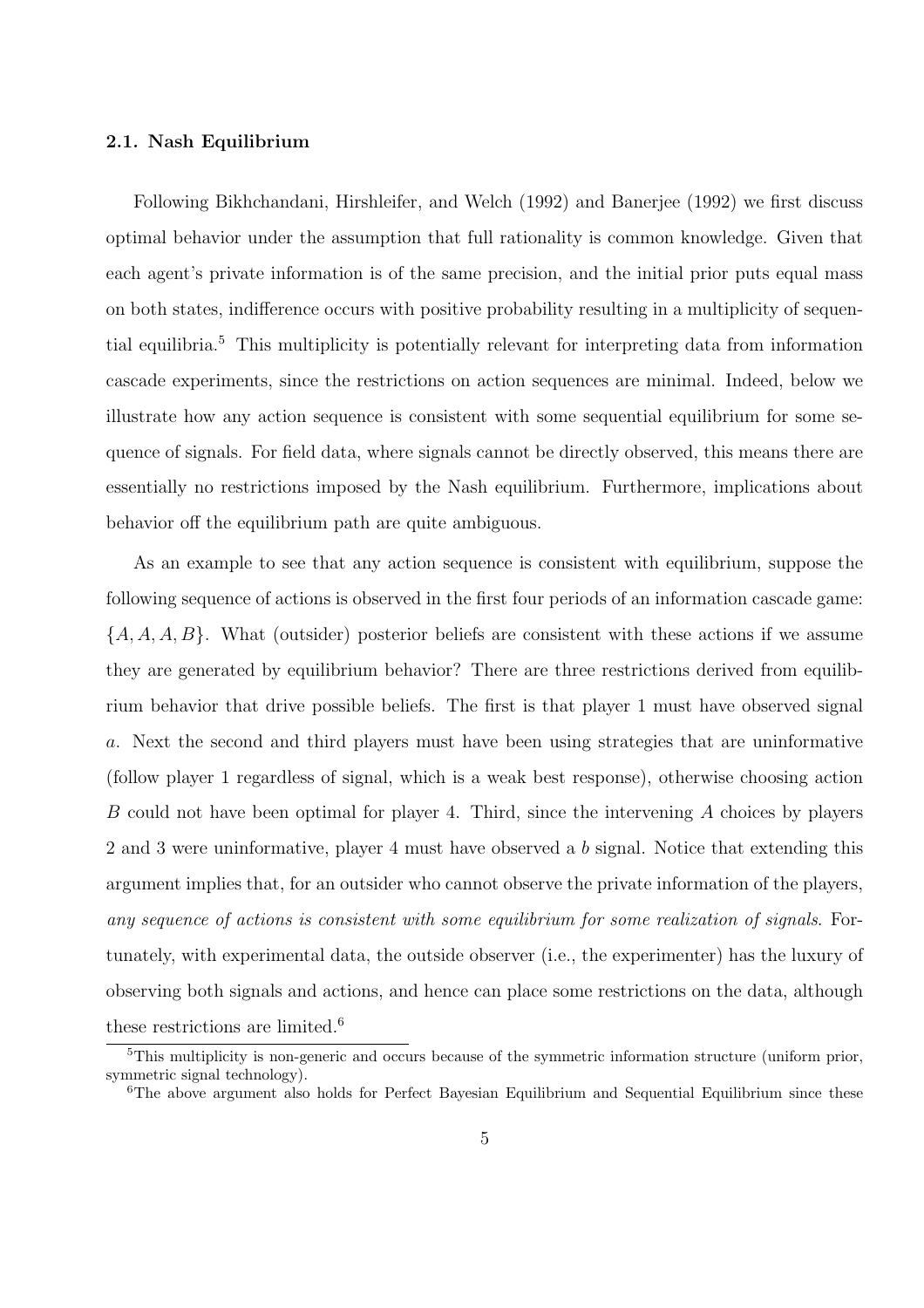### 2.1. Nash Equilibrium

Following Bikhchandani, Hirshleifer, and Welch (1992) and Banerjee (1992) we first discuss optimal behavior under the assumption that full rationality is common knowledge. Given that each agent's private information is of the same precision, and the initial prior puts equal mass on both states, indifference occurs with positive probability resulting in a multiplicity of sequential equilibria.[5] This multiplicity is potentially relevant for interpreting data from information cascade experiments, since the restrictions on action sequences are minimal. Indeed, below we illustrate how any action sequence is consistent with some sequential equilibrium for some sequence of signals. For field data, where signals cannot be directly observed, this means there are essentially no restrictions imposed by the Nash equilibrium. Furthermore, implications about behavior off the equilibrium path are quite ambiguous.

As an example to see that any action sequence is consistent with equilibrium, suppose the following sequence of actions is observed in the first four periods of an information cascade game: $\{A, A, A, B\}$. What (outsider) posterior beliefs are consistent with these actions if we assume they are generated by equilibrium behavior? There are three restrictions derived from equilibrium behavior that drive possible beliefs. The first is that player 1 must have observed signal $a$. Next the second and third players must have been using strategies that are uninformative (follow player 1 regardless of signal, which is a weak best response), otherwise choosing action $B$ could not have been optimal for player 4. Third, since the intervening $A$ choices by players 2 and 3 were uninformative, player 4 must have observed a $b$ signal. Notice that extending this argument implies that, for an outsider who cannot observe the private information of the players, *any sequence of actions is consistent with some equilibrium for some realization of signals*. Fortunately, with experimental data, the outside observer (i.e., the experimenter) has the luxury of observing both signals and actions, and hence can place some restrictions on the data, although these restrictions are limited.[6]

[5] This multiplicity is non-generic and occurs because of the symmetric information structure (uniform prior, symmetric signal technology).

[6] The above argument also holds for Perfect Bayesian Equilibrium and Sequential Equilibrium since these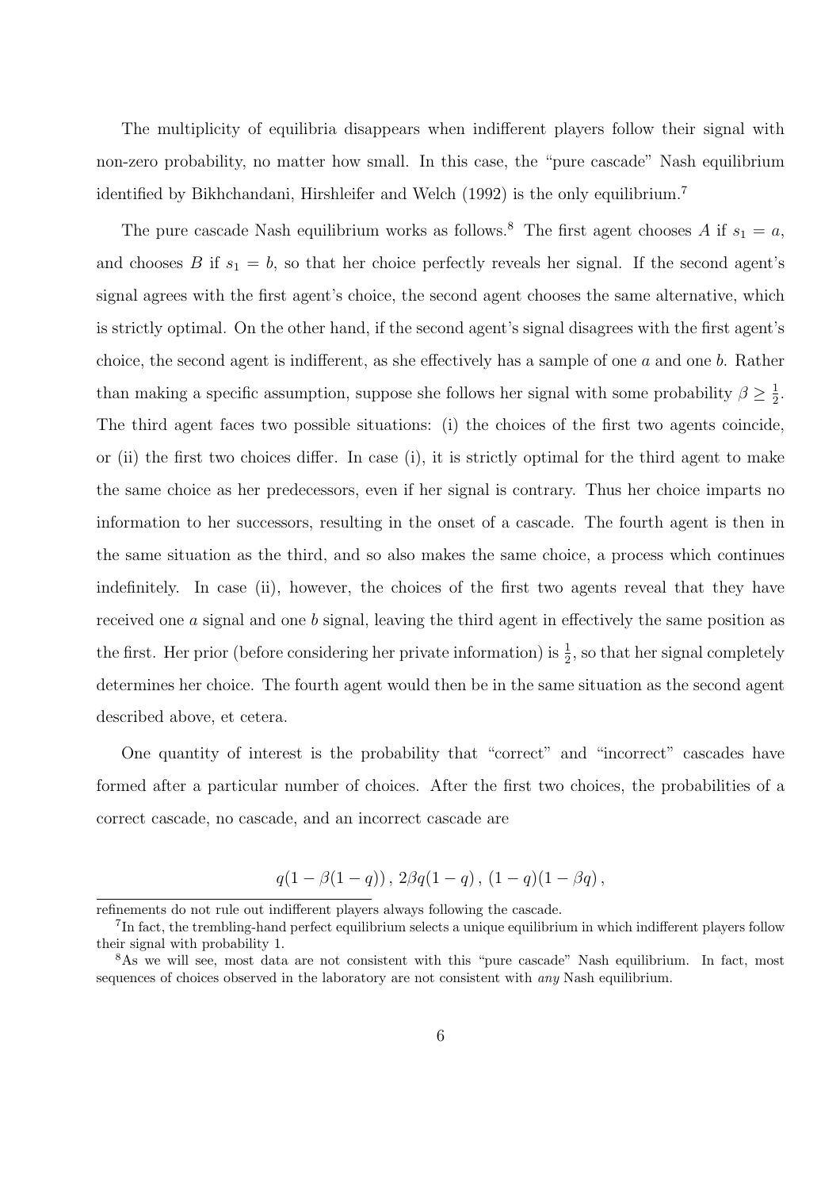The multiplicity of equilibria disappears when indifferent players follow their signal with non-zero probability, no matter how small. In this case, the "pure cascade" Nash equilibrium identified by Bikhchandani, Hirshleifer and Welch (1992) is the only equilibrium.[7]

The pure cascade Nash equilibrium works as follows.[8] The first agent chooses $A$ if $s_1 = a$, and chooses $B$ if $s_1 = b$, so that her choice perfectly reveals her signal. If the second agent's signal agrees with the first agent's choice, the second agent chooses the same alternative, which is strictly optimal. On the other hand, if the second agent's signal disagrees with the first agent's choice, the second agent is indifferent, as she effectively has a sample of one $a$ and one $b$. Rather than making a specific assumption, suppose she follows her signal with some probability $\beta \geq \frac{1}{2}$. The third agent faces two possible situations: (i) the choices of the first two agents coincide, or (ii) the first two choices differ. In case (i), it is strictly optimal for the third agent to make the same choice as her predecessors, even if her signal is contrary. Thus her choice imparts no information to her successors, resulting in the onset of a cascade. The fourth agent is then in the same situation as the third, and so also makes the same choice, a process which continues indefinitely. In case (ii), however, the choices of the first two agents reveal that they have received one $a$ signal and one $b$ signal, leaving the third agent in effectively the same position as the first. Her prior (before considering her private information) is $\frac{1}{2}$, so that her signal completely determines her choice. The fourth agent would then be in the same situation as the second agent described above, et cetera.

One quantity of interest is the probability that "correct" and "incorrect" cascades have formed after a particular number of choices. After the first two choices, the probabilities of a correct cascade, no cascade, and an incorrect cascade are

$$q(1 - \beta(1 - q))\,,\; 2\beta q(1 - q)\,,\; (1 - q)(1 - \beta q)\,,$$

refinements do not rule out indifferent players always following the cascade.

[7] In fact, the trembling-hand perfect equilibrium selects a unique equilibrium in which indifferent players follow their signal with probability 1.

[8] As we will see, most data are not consistent with this "pure cascade" Nash equilibrium. In fact, most sequences of choices observed in the laboratory are not consistent with *any* Nash equilibrium.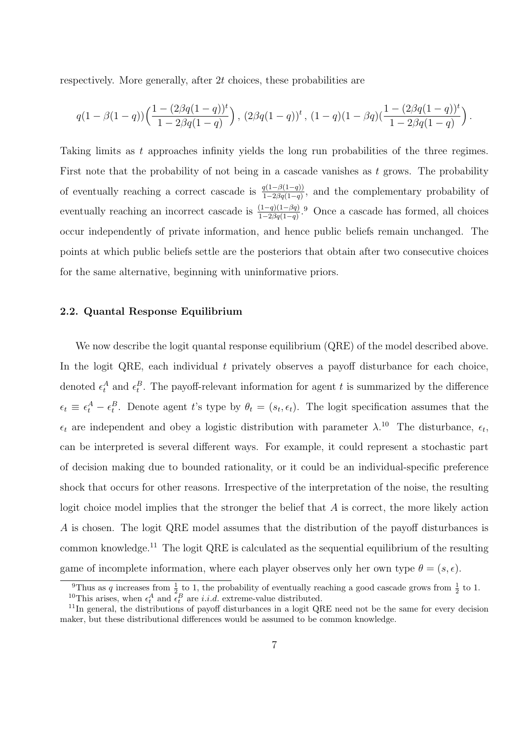respectively. More generally, after $2t$ choices, these probabilities are

$$q(1-\beta(1-q))\Big(\frac{1-(2\beta q(1-q))^t}{1-2\beta q(1-q)}\Big)\,,\;(2\beta q(1-q))^t\,,\;(1-q)(1-\beta q)(\frac{1-(2\beta q(1-q))^t}{1-2\beta q(1-q)}\Big)\,.$$

Taking limits as $t$ approaches infinity yields the long run probabilities of the three regimes. First note that the probability of not being in a cascade vanishes as $t$ grows. The probability of eventually reaching a correct cascade is $\frac{q(1-\beta(1-q))}{1-2\beta q(1-q)}$, and the complementary probability of eventually reaching an incorrect cascade is $\frac{(1-q)(1-\beta q)}{1-2\beta q(1-q)}$.[9] Once a cascade has formed, all choices occur independently of private information, and hence public beliefs remain unchanged. The points at which public beliefs settle are the posteriors that obtain after two consecutive choices for the same alternative, beginning with uninformative priors.

### 2.2. Quantal Response Equilibrium

We now describe the logit quantal response equilibrium (QRE) of the model described above. In the logit QRE, each individual $t$ privately observes a payoff disturbance for each choice, denoted $\epsilon_t^A$ and $\epsilon_t^B$. The payoff-relevant information for agent $t$ is summarized by the difference $\epsilon_t \equiv \epsilon_t^A - \epsilon_t^B$. Denote agent $t$'s type by $\theta_t = (s_t, \epsilon_t)$. The logit specification assumes that the $\epsilon_t$ are independent and obey a logistic distribution with parameter $\lambda$.[10] The disturbance, $\epsilon_t$, can be interpreted is several different ways. For example, it could represent a stochastic part of decision making due to bounded rationality, or it could be an individual-specific preference shock that occurs for other reasons. Irrespective of the interpretation of the noise, the resulting logit choice model implies that the stronger the belief that $A$ is correct, the more likely action $A$ is chosen. The logit QRE model assumes that the distribution of the payoff disturbances is common knowledge.[11] The logit QRE is calculated as the sequential equilibrium of the resulting game of incomplete information, where each player observes only her own type $\theta = (s, \epsilon)$.

[9] Thus as $q$ increases from $\frac{1}{2}$ to 1, the probability of eventually reaching a good cascade grows from $\frac{1}{2}$ to 1.

[10] This arises, when $\epsilon_t^A$ and $\epsilon_t^B$ are *i.i.d.* extreme-value distributed.

[11] In general, the distributions of payoff disturbances in a logit QRE need not be the same for every decision maker, but these distributional differences would be assumed to be common knowledge.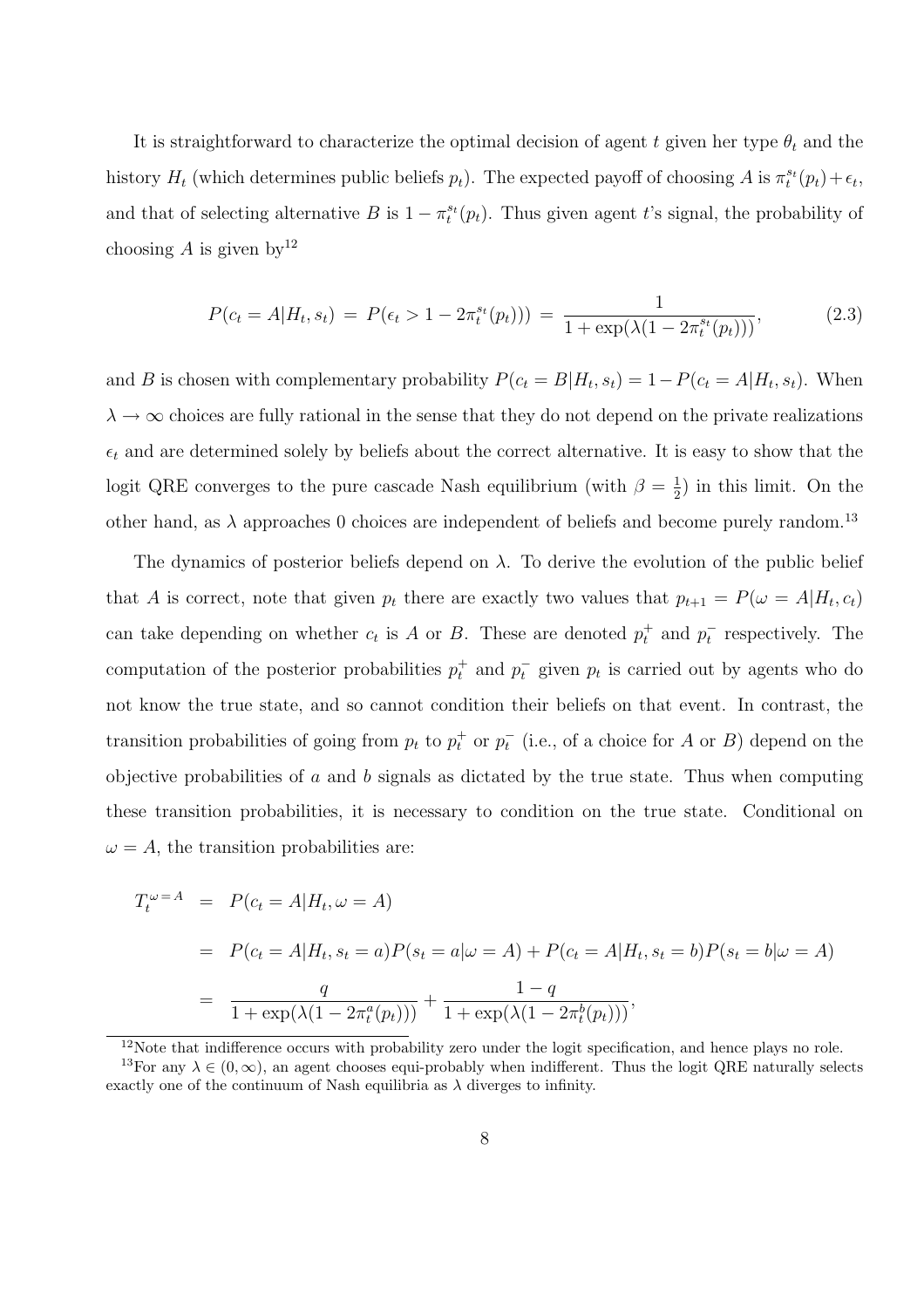It is straightforward to characterize the optimal decision of agent $t$ given her type $\theta_t$ and the history $H_t$ (which determines public beliefs $p_t$). The expected payoff of choosing $A$ is $\pi_t^{s_t}(p_t) + \epsilon_t$, and that of selecting alternative $B$ is $1 - \pi_t^{s_t}(p_t)$. Thus given agent $t$'s signal, the probability of choosing $A$ is given by[12]

$$P(c_t = A|H_t, s_t) \;=\; P(\epsilon_t > 1 - 2\pi_t^{s_t}(p_t))) \;=\; \frac{1}{1 + \exp(\lambda(1 - 2\pi_t^{s_t}(p_t)))}, \tag{2.3}$$

and $B$ is chosen with complementary probability $P(c_t = B|H_t, s_t) = 1 - P(c_t = A|H_t, s_t)$. When $\lambda \to \infty$ choices are fully rational in the sense that they do not depend on the private realizations $\epsilon_t$ and are determined solely by beliefs about the correct alternative. It is easy to show that the logit QRE converges to the pure cascade Nash equilibrium (with $\beta = \frac{1}{2}$) in this limit. On the other hand, as $\lambda$ approaches 0 choices are independent of beliefs and become purely random.[13]

The dynamics of posterior beliefs depend on $\lambda$. To derive the evolution of the public belief that $A$ is correct, note that given $p_t$ there are exactly two values that $p_{t+1} = P(\omega = A|H_t, c_t)$ can take depending on whether $c_t$ is $A$ or $B$. These are denoted $p_t^+$ and $p_t^-$ respectively. The computation of the posterior probabilities $p_t^+$ and $p_t^-$ given $p_t$ is carried out by agents who do not know the true state, and so cannot condition their beliefs on that event. In contrast, the transition probabilities of going from $p_t$ to $p_t^+$ or $p_t^-$ (i.e., of a choice for $A$ or $B$) depend on the objective probabilities of $a$ and $b$ signals as dictated by the true state. Thus when computing these transition probabilities, it is necessary to condition on the true state. Conditional on $\omega = A$, the transition probabilities are:

$$\begin{aligned}
T_t^{\omega=A} &= P(c_t = A|H_t, \omega = A) \\
&= P(c_t = A|H_t, s_t = a)P(s_t = a|\omega = A) + P(c_t = A|H_t, s_t = b)P(s_t = b|\omega = A) \\
&= \frac{q}{1 + \exp(\lambda(1 - 2\pi_t^a(p_t)))} + \frac{1-q}{1 + \exp(\lambda(1 - 2\pi_t^b(p_t)))},
\end{aligned}$$

[12] Note that indifference occurs with probability zero under the logit specification, and hence plays no role.

[13] For any $\lambda \in (0, \infty)$, an agent chooses equi-probably when indifferent. Thus the logit QRE naturally selects exactly one of the continuum of Nash equilibria as $\lambda$ diverges to infinity.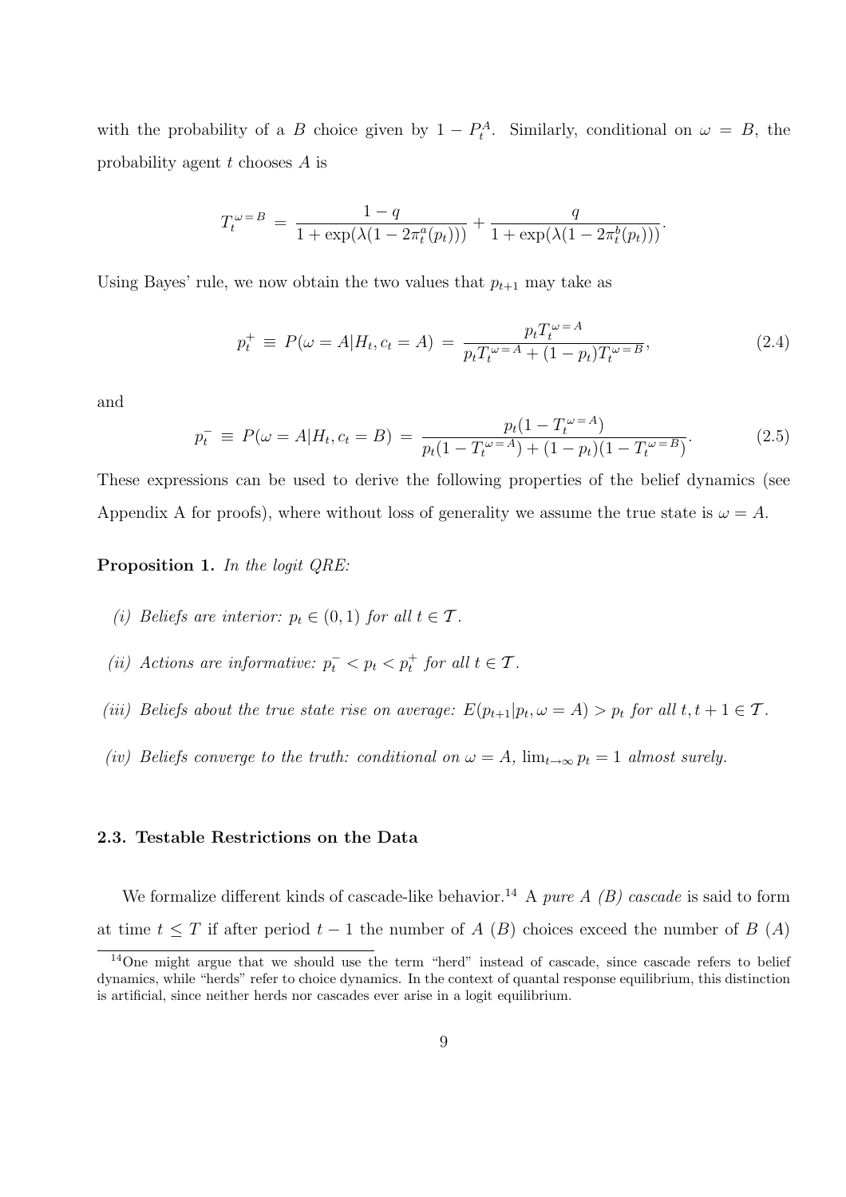with the probability of a $B$ choice given by $1 - P_t^A$. Similarly, conditional on $\omega = B$, the probability agent $t$ chooses $A$ is

$$T_t^{\omega=B} \;=\; \frac{1-q}{1+\exp(\lambda(1-2\pi_t^a(p_t)))} + \frac{q}{1+\exp(\lambda(1-2\pi_t^b(p_t)))}.$$

Using Bayes' rule, we now obtain the two values that $p_{t+1}$ may take as

$$p_t^+ \;\equiv\; P(\omega = A|H_t, c_t = A) \;=\; \frac{p_t T_t^{\omega=A}}{p_t T_t^{\omega=A} + (1-p_t)T_t^{\omega=B}}, \tag{2.4}$$

and

$$p_t^- \;\equiv\; P(\omega = A|H_t, c_t = B) \;=\; \frac{p_t(1-T_t^{\omega=A})}{p_t(1-T_t^{\omega=A}) + (1-p_t)(1-T_t^{\omega=B})}. \tag{2.5}$$

These expressions can be used to derive the following properties of the belief dynamics (see Appendix A for proofs), where without loss of generality we assume the true state is $\omega = A$.

**Proposition 1.** *In the logit QRE:*

*(i) Beliefs are interior:* $p_t \in (0,1)$ *for all* $t \in \mathcal{T}$.

*(ii) Actions are informative:* $p_t^- < p_t < p_t^+$ *for all* $t \in \mathcal{T}$.

*(iii) Beliefs about the true state rise on average:* $E(p_{t+1}|p_t, \omega = A) > p_t$ *for all* $t, t+1 \in \mathcal{T}$.

*(iv) Beliefs converge to the truth: conditional on* $\omega = A$, $\lim_{t\to\infty} p_t = 1$ *almost surely.*

### 2.3. Testable Restrictions on the Data

We formalize different kinds of cascade-like behavior.[14] A *pure A (B) cascade* is said to form at time $t \leq T$ if after period $t-1$ the number of $A$ ($B$) choices exceed the number of $B$ ($A$)

[14] One might argue that we should use the term "herd" instead of cascade, since cascade refers to belief dynamics, while "herds" refer to choice dynamics. In the context of quantal response equilibrium, this distinction is artificial, since neither herds nor cascades ever arise in a logit equilibrium.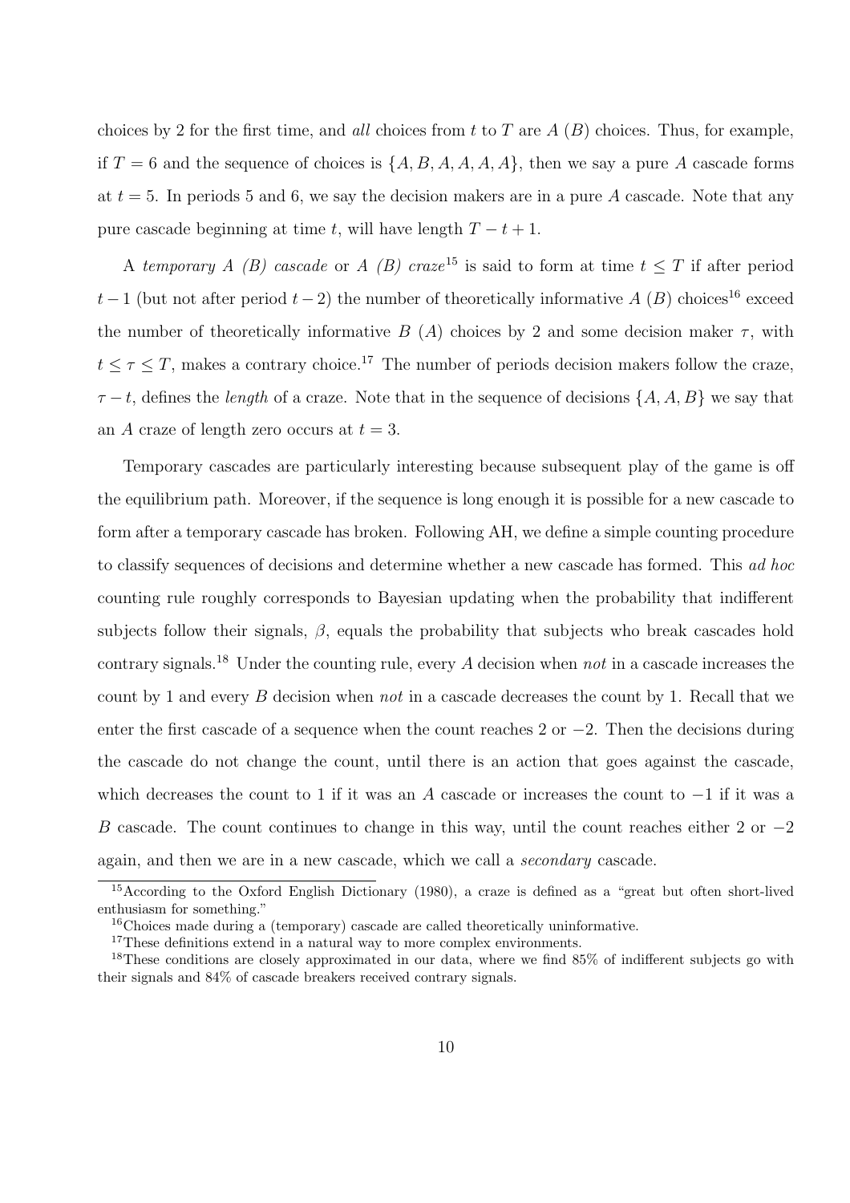choices by 2 for the first time, and *all* choices from $t$ to $T$ are $A$ ($B$) choices. Thus, for example, if $T = 6$ and the sequence of choices is $\{A, B, A, A, A, A\}$, then we say a pure $A$ cascade forms at $t = 5$. In periods 5 and 6, we say the decision makers are in a pure $A$ cascade. Note that any pure cascade beginning at time $t$, will have length $T - t + 1$.

A *temporary A (B) cascade* or *A (B) craze*[15] is said to form at time $t \leq T$ if after period $t - 1$ (but not after period $t - 2$) the number of theoretically informative $A$ ($B$) choices[16] exceed the number of theoretically informative $B$ ($A$) choices by 2 and some decision maker $\tau$, with $t \leq \tau \leq T$, makes a contrary choice.[17] The number of periods decision makers follow the craze, $\tau - t$, defines the *length* of a craze. Note that in the sequence of decisions $\{A, A, B\}$ we say that an $A$ craze of length zero occurs at $t = 3$.

Temporary cascades are particularly interesting because subsequent play of the game is off the equilibrium path. Moreover, if the sequence is long enough it is possible for a new cascade to form after a temporary cascade has broken. Following AH, we define a simple counting procedure to classify sequences of decisions and determine whether a new cascade has formed. This *ad hoc* counting rule roughly corresponds to Bayesian updating when the probability that indifferent subjects follow their signals, $\beta$, equals the probability that subjects who break cascades hold contrary signals.[18] Under the counting rule, every $A$ decision when *not* in a cascade increases the count by 1 and every $B$ decision when *not* in a cascade decreases the count by 1. Recall that we enter the first cascade of a sequence when the count reaches 2 or $-2$. Then the decisions during the cascade do not change the count, until there is an action that goes against the cascade, which decreases the count to 1 if it was an $A$ cascade or increases the count to $-1$ if it was a $B$ cascade. The count continues to change in this way, until the count reaches either 2 or $-2$ again, and then we are in a new cascade, which we call a *secondary* cascade.

---

[15] According to the Oxford English Dictionary (1980), a craze is defined as a "great but often short-lived enthusiasm for something."

[16] Choices made during a (temporary) cascade are called theoretically uninformative.

[17] These definitions extend in a natural way to more complex environments.

[18] These conditions are closely approximated in our data, where we find 85% of indifferent subjects go with their signals and 84% of cascade breakers received contrary signals.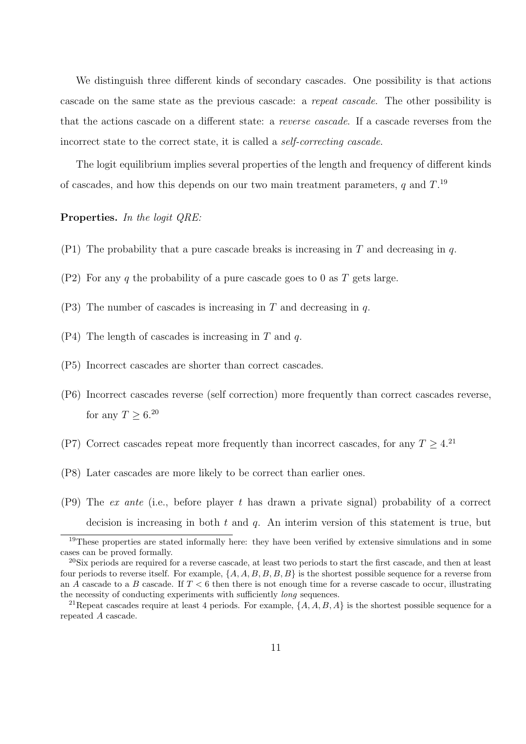We distinguish three different kinds of secondary cascades. One possibility is that actions cascade on the same state as the previous cascade: a *repeat cascade*. The other possibility is that the actions cascade on a different state: a *reverse cascade*. If a cascade reverses from the incorrect state to the correct state, it is called a *self-correcting cascade*.

The logit equilibrium implies several properties of the length and frequency of different kinds of cascades, and how this depends on our two main treatment parameters, $q$ and $T$.[19]

**Properties.** *In the logit QRE:*

(P1) The probability that a pure cascade breaks is increasing in $T$ and decreasing in $q$.

(P2) For any $q$ the probability of a pure cascade goes to 0 as $T$ gets large.

(P3) The number of cascades is increasing in $T$ and decreasing in $q$.

(P4) The length of cascades is increasing in $T$ and $q$.

(P5) Incorrect cascades are shorter than correct cascades.

(P6) Incorrect cascades reverse (self correction) more frequently than correct cascades reverse, for any $T \geq 6$.[20]

(P7) Correct cascades repeat more frequently than incorrect cascades, for any $T \geq 4$.[21]

(P8) Later cascades are more likely to be correct than earlier ones.

(P9) The *ex ante* (i.e., before player $t$ has drawn a private signal) probability of a correct decision is increasing in both $t$ and $q$. An interim version of this statement is true, but

---

[19] These properties are stated informally here: they have been verified by extensive simulations and in some cases can be proved formally.

[20] Six periods are required for a reverse cascade, at least two periods to start the first cascade, and then at least four periods to reverse itself. For example, $\{A, A, B, B, B, B\}$ is the shortest possible sequence for a reverse from an $A$ cascade to a $B$ cascade. If $T < 6$ then there is not enough time for a reverse cascade to occur, illustrating the necessity of conducting experiments with sufficiently *long* sequences.

[21] Repeat cascades require at least 4 periods. For example, $\{A, A, B, A\}$ is the shortest possible sequence for a repeated $A$ cascade.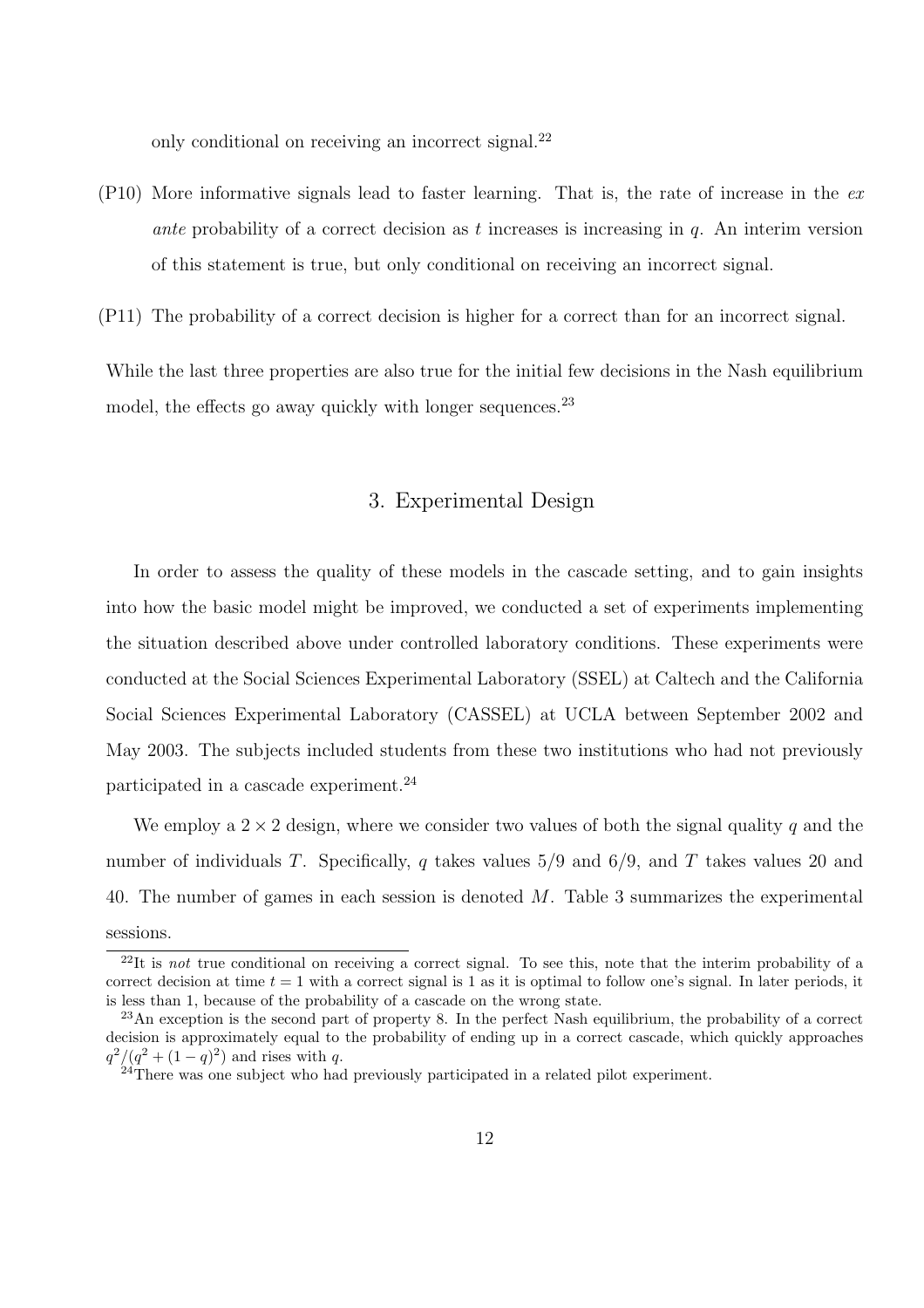only conditional on receiving an incorrect signal.[22]

(P10) More informative signals lead to faster learning. That is, the rate of increase in the *ex ante* probability of a correct decision as $t$ increases is increasing in $q$. An interim version of this statement is true, but only conditional on receiving an incorrect signal.

(P11) The probability of a correct decision is higher for a correct than for an incorrect signal.

While the last three properties are also true for the initial few decisions in the Nash equilibrium model, the effects go away quickly with longer sequences.[23]

## 3. Experimental Design

In order to assess the quality of these models in the cascade setting, and to gain insights into how the basic model might be improved, we conducted a set of experiments implementing the situation described above under controlled laboratory conditions. These experiments were conducted at the Social Sciences Experimental Laboratory (SSEL) at Caltech and the California Social Sciences Experimental Laboratory (CASSEL) at UCLA between September 2002 and May 2003. The subjects included students from these two institutions who had not previously participated in a cascade experiment.[24]

We employ a $2 \times 2$ design, where we consider two values of both the signal quality $q$ and the number of individuals $T$. Specifically, $q$ takes values $5/9$ and $6/9$, and $T$ takes values 20 and 40. The number of games in each session is denoted $M$. Table 3 summarizes the experimental sessions.

[22] It is *not* true conditional on receiving a correct signal. To see this, note that the interim probability of a correct decision at time $t = 1$ with a correct signal is 1 as it is optimal to follow one's signal. In later periods, it is less than 1, because of the probability of a cascade on the wrong state.

[23] An exception is the second part of property 8. In the perfect Nash equilibrium, the probability of a correct decision is approximately equal to the probability of ending up in a correct cascade, which quickly approaches $q^2/(q^2 + (1-q)^2)$ and rises with $q$.

[24] There was one subject who had previously participated in a related pilot experiment.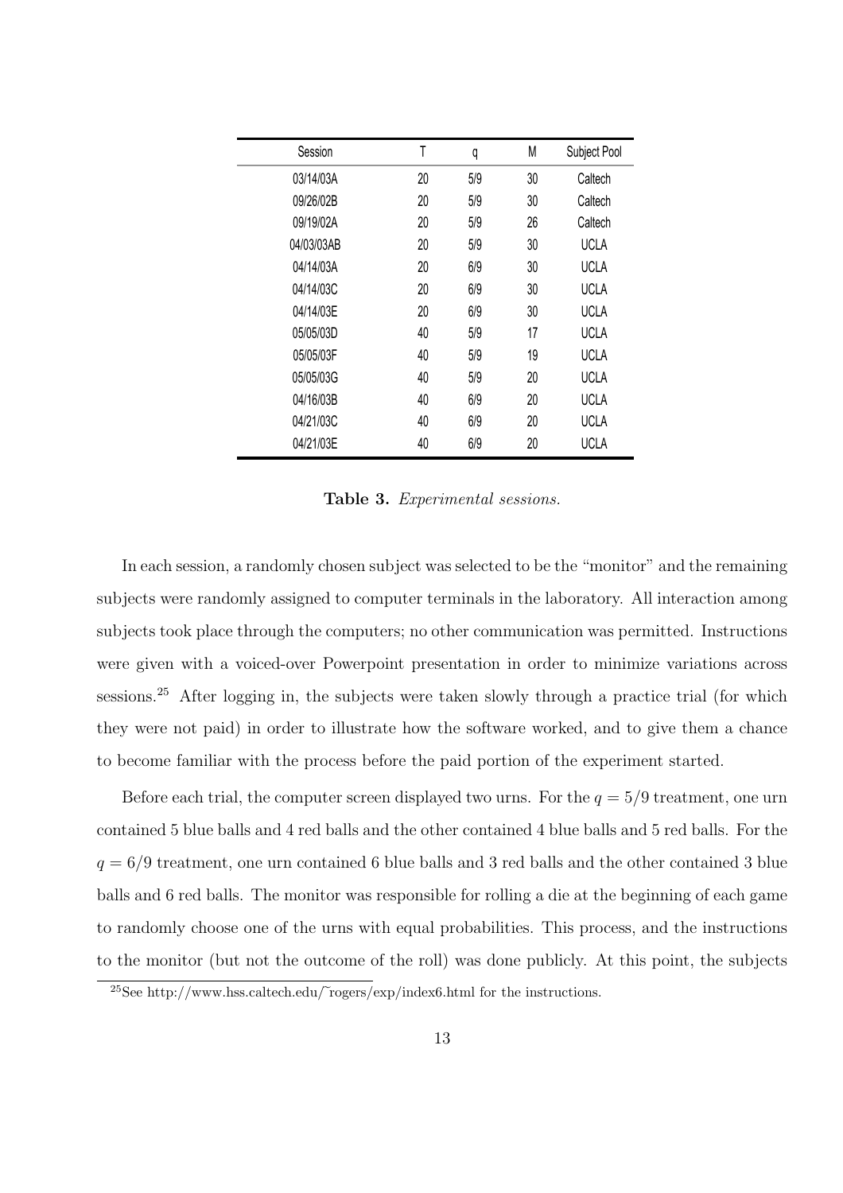| Session | T | q | M | Subject Pool |
|---|---|---|---|---|
| 03/14/03A | 20 | 5/9 | 30 | Caltech |
| 09/26/02B | 20 | 5/9 | 30 | Caltech |
| 09/19/02A | 20 | 5/9 | 26 | Caltech |
| 04/03/03AB | 20 | 5/9 | 30 | UCLA |
| 04/14/03A | 20 | 6/9 | 30 | UCLA |
| 04/14/03C | 20 | 6/9 | 30 | UCLA |
| 04/14/03E | 20 | 6/9 | 30 | UCLA |
| 05/05/03D | 40 | 5/9 | 17 | UCLA |
| 05/05/03F | 40 | 5/9 | 19 | UCLA |
| 05/05/03G | 40 | 5/9 | 20 | UCLA |
| 04/16/03B | 40 | 6/9 | 20 | UCLA |
| 04/21/03C | 40 | 6/9 | 20 | UCLA |
| 04/21/03E | 40 | 6/9 | 20 | UCLA |

**Table 3.** *Experimental sessions.*

In each session, a randomly chosen subject was selected to be the "monitor" and the remaining subjects were randomly assigned to computer terminals in the laboratory. All interaction among subjects took place through the computers; no other communication was permitted. Instructions were given with a voiced-over Powerpoint presentation in order to minimize variations across sessions.[25] After logging in, the subjects were taken slowly through a practice trial (for which they were not paid) in order to illustrate how the software worked, and to give them a chance to become familiar with the process before the paid portion of the experiment started.

Before each trial, the computer screen displayed two urns. For the $q = 5/9$ treatment, one urn contained 5 blue balls and 4 red balls and the other contained 4 blue balls and 5 red balls. For the $q = 6/9$ treatment, one urn contained 6 blue balls and 3 red balls and the other contained 3 blue balls and 6 red balls. The monitor was responsible for rolling a die at the beginning of each game to randomly choose one of the urns with equal probabilities. This process, and the instructions to the monitor (but not the outcome of the roll) was done publicly. At this point, the subjects

[25] See http://www.hss.caltech.edu/~rogers/exp/index6.html for the instructions.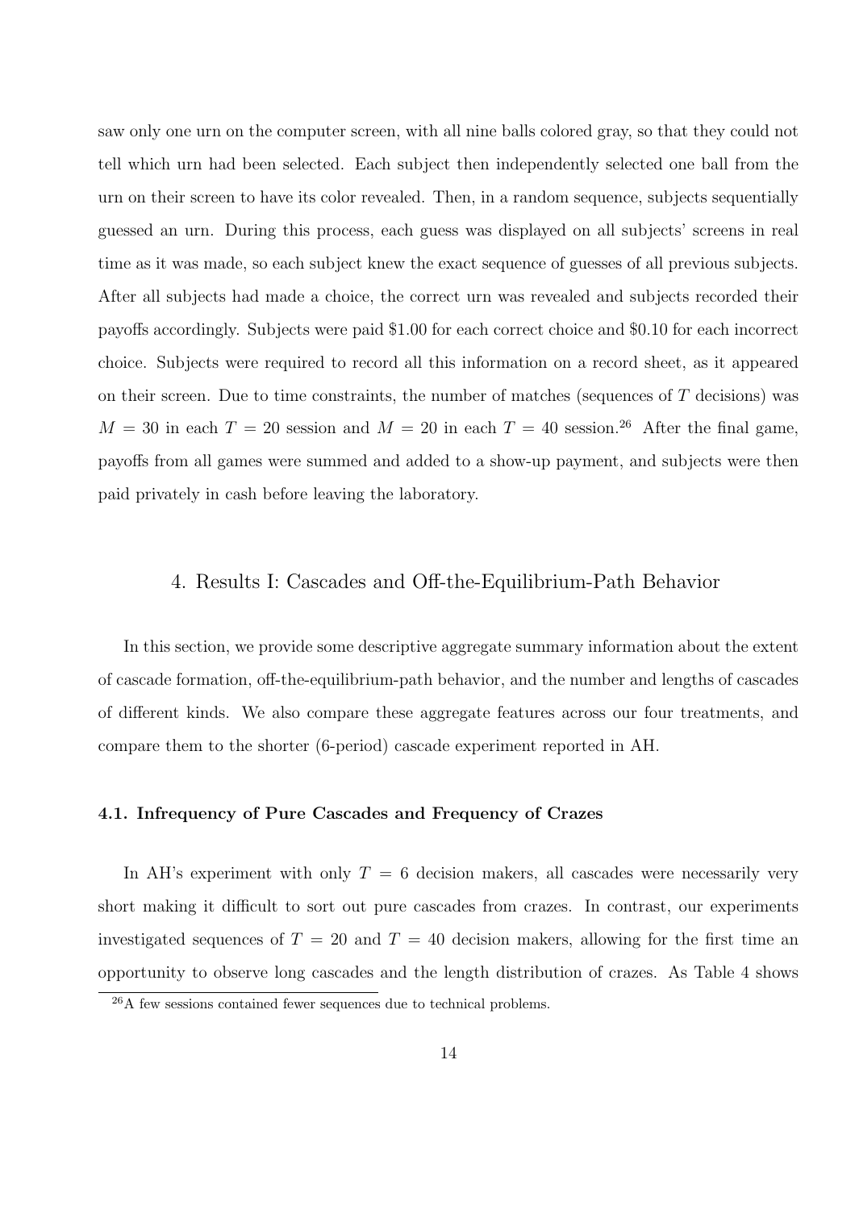saw only one urn on the computer screen, with all nine balls colored gray, so that they could not tell which urn had been selected. Each subject then independently selected one ball from the urn on their screen to have its color revealed. Then, in a random sequence, subjects sequentially guessed an urn. During this process, each guess was displayed on all subjects' screens in real time as it was made, so each subject knew the exact sequence of guesses of all previous subjects. After all subjects had made a choice, the correct urn was revealed and subjects recorded their payoffs accordingly. Subjects were paid \$1.00 for each correct choice and \$0.10 for each incorrect choice. Subjects were required to record all this information on a record sheet, as it appeared on their screen. Due to time constraints, the number of matches (sequences of $T$ decisions) was $M = 30$ in each $T = 20$ session and $M = 20$ in each $T = 40$ session.[26] After the final game, payoffs from all games were summed and added to a show-up payment, and subjects were then paid privately in cash before leaving the laboratory.

## 4. Results I: Cascades and Off-the-Equilibrium-Path Behavior

In this section, we provide some descriptive aggregate summary information about the extent of cascade formation, off-the-equilibrium-path behavior, and the number and lengths of cascades of different kinds. We also compare these aggregate features across our four treatments, and compare them to the shorter (6-period) cascade experiment reported in AH.

### 4.1. Infrequency of Pure Cascades and Frequency of Crazes

In AH's experiment with only $T = 6$ decision makers, all cascades were necessarily very short making it difficult to sort out pure cascades from crazes. In contrast, our experiments investigated sequences of $T = 20$ and $T = 40$ decision makers, allowing for the first time an opportunity to observe long cascades and the length distribution of crazes. As Table 4 shows

[26] A few sessions contained fewer sequences due to technical problems.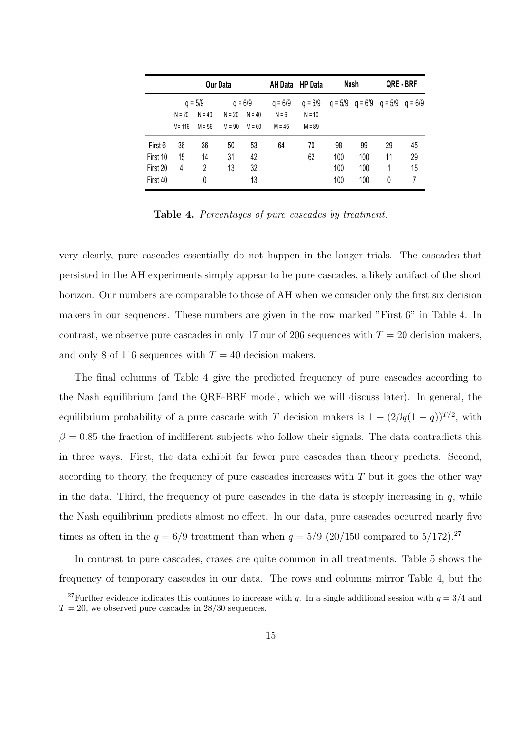| | Our Data | | | | AH Data | HP Data | Nash | | QRE - BRF | |
|---|---|---|---|---|---|---|---|---|---|---|
| | q = 5/9 | | q = 6/9 | | q = 6/9 | q = 6/9 | q = 5/9 | q = 6/9 | q = 5/9 | q = 6/9 |
| | N = 20 | N = 40 | N = 20 | N = 40 | N = 6 | N = 10 | | | | |
| | M= 116 | M = 56 | M = 90 | M = 60 | M = 45 | M = 89 | | | | |
| First 6 | 36 | 36 | 50 | 53 | 64 | 70 | 98 | 99 | 29 | 45 |
| First 10 | 15 | 14 | 31 | 42 | | 62 | 100 | 100 | 11 | 29 |
| First 20 | 4 | 2 | 13 | 32 | | | 100 | 100 | 1 | 15 |
| First 40 | | 0 | | 13 | | | 100 | 100 | 0 | 7 |

**Table 4.** *Percentages of pure cascades by treatment.*

very clearly, pure cascades essentially do not happen in the longer trials. The cascades that persisted in the AH experiments simply appear to be pure cascades, a likely artifact of the short horizon. Our numbers are comparable to those of AH when we consider only the first six decision makers in our sequences. These numbers are given in the row marked "First 6" in Table 4. In contrast, we observe pure cascades in only 17 our of 206 sequences with $T = 20$ decision makers, and only 8 of 116 sequences with $T = 40$ decision makers.

The final columns of Table 4 give the predicted frequency of pure cascades according to the Nash equilibrium (and the QRE-BRF model, which we will discuss later). In general, the equilibrium probability of a pure cascade with $T$ decision makers is $1 - (2\beta q(1-q))^{T/2}$, with $\beta = 0.85$ the fraction of indifferent subjects who follow their signals. The data contradicts this in three ways. First, the data exhibit far fewer pure cascades than theory predicts. Second, according to theory, the frequency of pure cascades increases with $T$ but it goes the other way in the data. Third, the frequency of pure cascades in the data is steeply increasing in $q$, while the Nash equilibrium predicts almost no effect. In our data, pure cascades occurred nearly five times as often in the $q = 6/9$ treatment than when $q = 5/9$ (20/150 compared to 5/172).[27]

In contrast to pure cascades, crazes are quite common in all treatments. Table 5 shows the frequency of temporary cascades in our data. The rows and columns mirror Table 4, but the

[27]Further evidence indicates this continues to increase with $q$. In a single additional session with $q = 3/4$ and $T = 20$, we observed pure cascades in 28/30 sequences.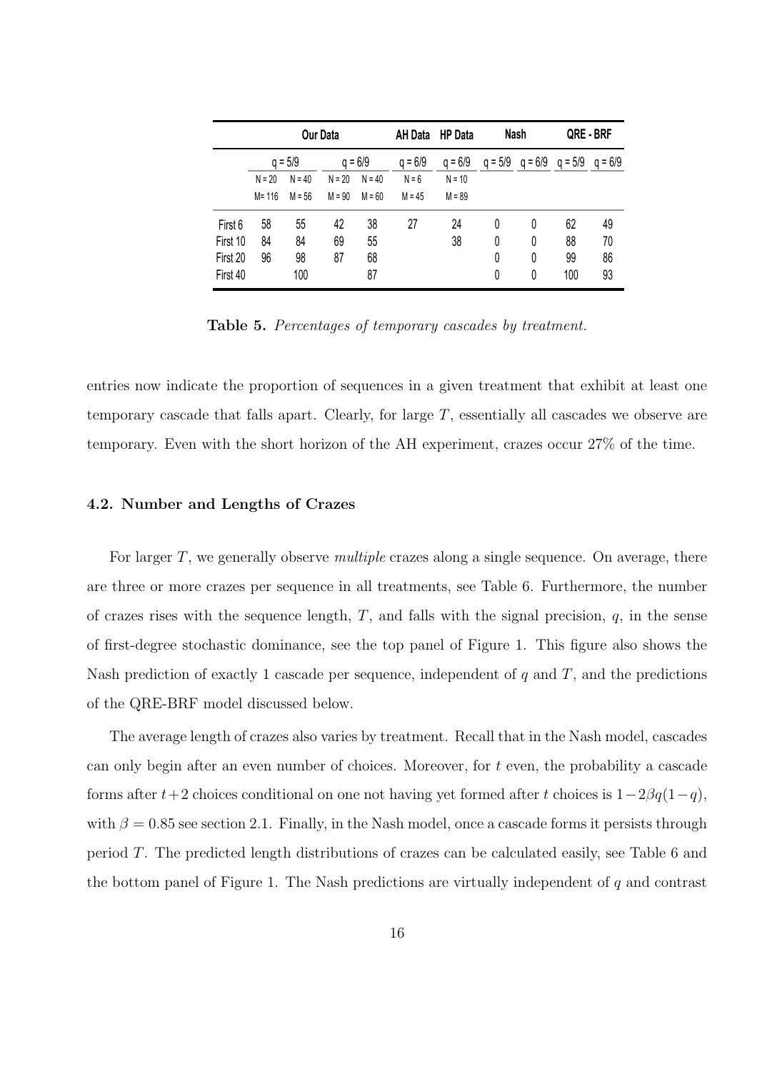| | Our Data | | | | AH Data | HP Data | Nash | | QRE - BRF | |
|---|---|---|---|---|---|---|---|---|---|---|
| | q = 5/9 | | q = 6/9 | | q = 6/9 | q = 6/9 | q = 5/9 | q = 6/9 | q = 5/9 | q = 6/9 |
| | N = 20 | N = 40 | N = 20 | N = 40 | N = 6 | N = 10 | | | | |
| | M= 116 | M = 56 | M = 90 | M = 60 | M = 45 | M = 89 | | | | |
| First 6 | 58 | 55 | 42 | 38 | 27 | 24 | 0 | 0 | 62 | 49 |
| First 10 | 84 | 84 | 69 | 55 | | 38 | 0 | 0 | 88 | 70 |
| First 20 | 96 | 98 | 87 | 68 | | | 0 | 0 | 99 | 86 |
| First 40 | | 100 | | 87 | | | 0 | 0 | 100 | 93 |

**Table 5.** *Percentages of temporary cascades by treatment.*

entries now indicate the proportion of sequences in a given treatment that exhibit at least one temporary cascade that falls apart. Clearly, for large $T$, essentially all cascades we observe are temporary. Even with the short horizon of the AH experiment, crazes occur 27% of the time.

### 4.2. Number and Lengths of Crazes

For larger $T$, we generally observe *multiple* crazes along a single sequence. On average, there are three or more crazes per sequence in all treatments, see Table 6. Furthermore, the number of crazes rises with the sequence length, $T$, and falls with the signal precision, $q$, in the sense of first-degree stochastic dominance, see the top panel of Figure 1. This figure also shows the Nash prediction of exactly 1 cascade per sequence, independent of $q$ and $T$, and the predictions of the QRE-BRF model discussed below.

The average length of crazes also varies by treatment. Recall that in the Nash model, cascades can only begin after an even number of choices. Moreover, for $t$ even, the probability a cascade forms after $t+2$ choices conditional on one not having yet formed after $t$ choices is $1-2\beta q(1-q)$, with $\beta = 0.85$ see section 2.1. Finally, in the Nash model, once a cascade forms it persists through period $T$. The predicted length distributions of crazes can be calculated easily, see Table 6 and the bottom panel of Figure 1. The Nash predictions are virtually independent of $q$ and contrast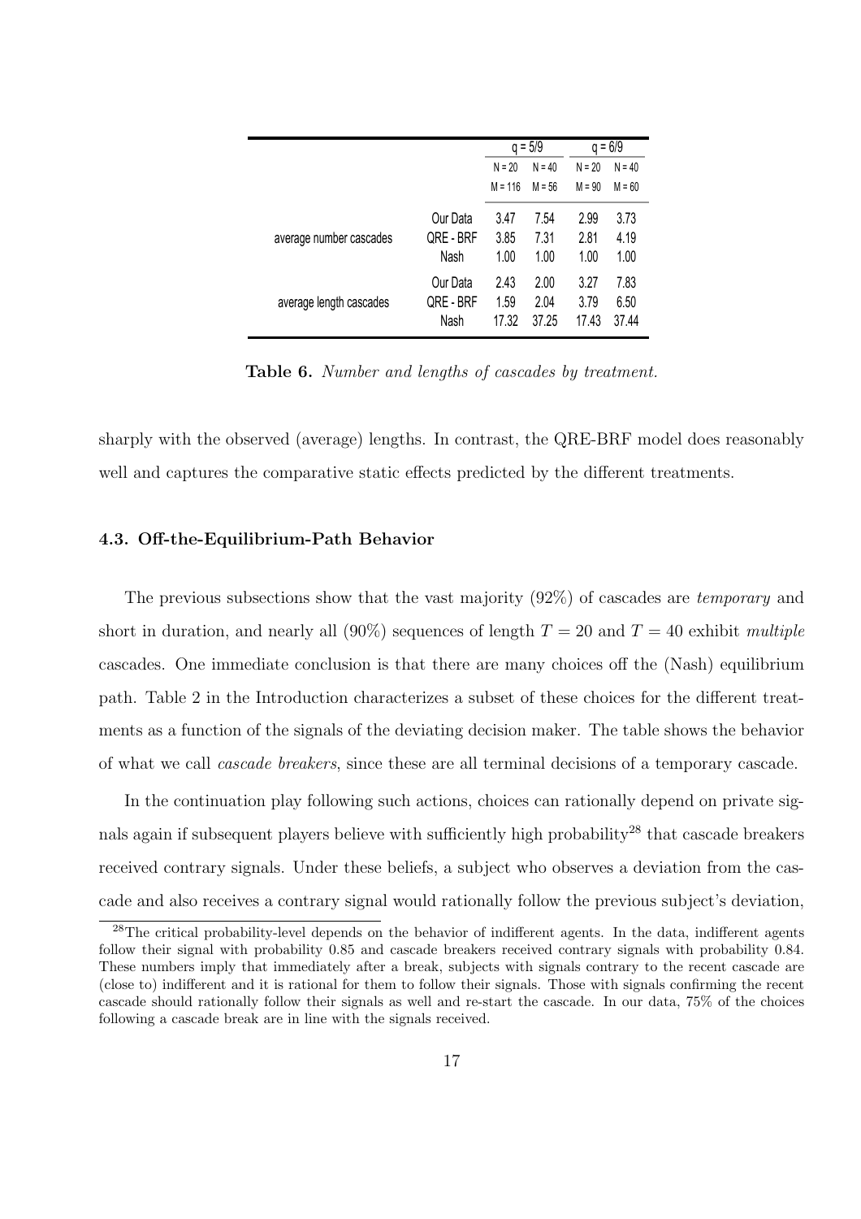| | | q = 5/9 | | q = 6/9 | |
|---|---|---|---|---|---|
| | | N = 20 | N = 40 | N = 20 | N = 40 |
| | | M = 116 | M = 56 | M = 90 | M = 60 |
| average number cascades | Our Data | 3.47 | 7.54 | 2.99 | 3.73 |
| | QRE - BRF | 3.85 | 7.31 | 2.81 | 4.19 |
| | Nash | 1.00 | 1.00 | 1.00 | 1.00 |
| average length cascades | Our Data | 2.43 | 2.00 | 3.27 | 7.83 |
| | QRE - BRF | 1.59 | 2.04 | 3.79 | 6.50 |
| | Nash | 17.32 | 37.25 | 17.43 | 37.44 |

**Table 6.** *Number and lengths of cascades by treatment.*

sharply with the observed (average) lengths. In contrast, the QRE-BRF model does reasonably well and captures the comparative static effects predicted by the different treatments.

### 4.3. Off-the-Equilibrium-Path Behavior

The previous subsections show that the vast majority (92%) of cascades are *temporary* and short in duration, and nearly all (90%) sequences of length $T = 20$ and $T = 40$ exhibit *multiple* cascades. One immediate conclusion is that there are many choices off the (Nash) equilibrium path. Table 2 in the Introduction characterizes a subset of these choices for the different treatments as a function of the signals of the deviating decision maker. The table shows the behavior of what we call *cascade breakers*, since these are all terminal decisions of a temporary cascade.

In the continuation play following such actions, choices can rationally depend on private signals again if subsequent players believe with sufficiently high probability[28] that cascade breakers received contrary signals. Under these beliefs, a subject who observes a deviation from the cascade and also receives a contrary signal would rationally follow the previous subject's deviation,

[28]The critical probability-level depends on the behavior of indifferent agents. In the data, indifferent agents follow their signal with probability 0.85 and cascade breakers received contrary signals with probability 0.84. These numbers imply that immediately after a break, subjects with signals contrary to the recent cascade are (close to) indifferent and it is rational for them to follow their signals. Those with signals confirming the recent cascade should rationally follow their signals as well and re-start the cascade. In our data, 75% of the choices following a cascade break are in line with the signals received.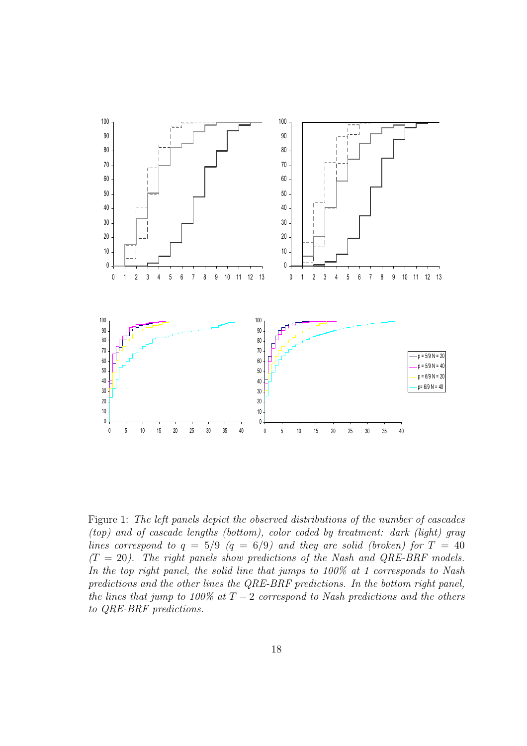Figure 1: *The left panels depict the observed distributions of the number of cascades (top) and of cascade lengths (bottom), color coded by treatment: dark (light) gray lines correspond to $q = 5/9$ ($q = 6/9$) and they are solid (broken) for $T = 40$ ($T = 20$). The right panels show predictions of the Nash and QRE-BRF models. In the top right panel, the solid line that jumps to 100% at 1 corresponds to Nash predictions and the other lines the QRE-BRF predictions. In the bottom right panel, the lines that jump to 100% at $T - 2$ correspond to Nash predictions and the others to QRE-BRF predictions.*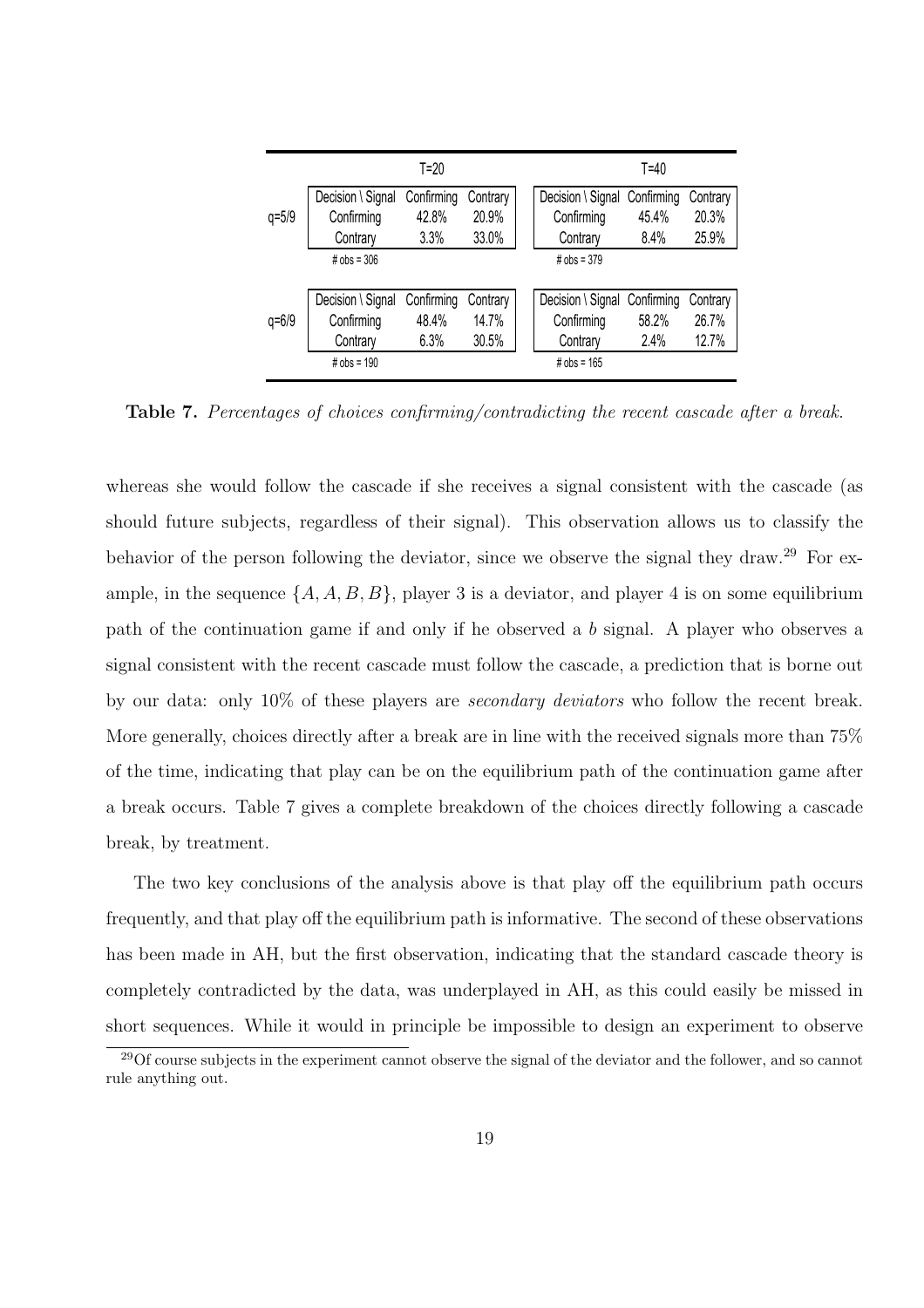| | T=20 | | | T=40 | | |
|---|---|---|---|---|---|---|
| q=5/9 | Decision \ Signal | Confirming | Contrary | Decision \ Signal | Confirming | Contrary |
| | Confirming | 42.8% | 20.9% | Confirming | 45.4% | 20.3% |
| | Contrary | 3.3% | 33.0% | Contrary | 8.4% | 25.9% |
| | # obs = 306 | | | # obs = 379 | | |
| q=6/9 | Decision \ Signal | Confirming | Contrary | Decision \ Signal | Confirming | Contrary |
| | Confirming | 48.4% | 14.7% | Confirming | 58.2% | 26.7% |
| | Contrary | 6.3% | 30.5% | Contrary | 2.4% | 12.7% |
| | # obs = 190 | | | # obs = 165 | | |

**Table 7.** *Percentages of choices confirming/contradicting the recent cascade after a break.*

whereas she would follow the cascade if she receives a signal consistent with the cascade (as should future subjects, regardless of their signal). This observation allows us to classify the behavior of the person following the deviator, since we observe the signal they draw.[29] For example, in the sequence $\{A, A, B, B\}$, player 3 is a deviator, and player 4 is on some equilibrium path of the continuation game if and only if he observed a $b$ signal. A player who observes a signal consistent with the recent cascade must follow the cascade, a prediction that is borne out by our data: only 10% of these players are *secondary deviators* who follow the recent break. More generally, choices directly after a break are in line with the received signals more than 75% of the time, indicating that play can be on the equilibrium path of the continuation game after a break occurs. Table 7 gives a complete breakdown of the choices directly following a cascade break, by treatment.

The two key conclusions of the analysis above is that play off the equilibrium path occurs frequently, and that play off the equilibrium path is informative. The second of these observations has been made in AH, but the first observation, indicating that the standard cascade theory is completely contradicted by the data, was underplayed in AH, as this could easily be missed in short sequences. While it would in principle be impossible to design an experiment to observe

[29] Of course subjects in the experiment cannot observe the signal of the deviator and the follower, and so cannot rule anything out.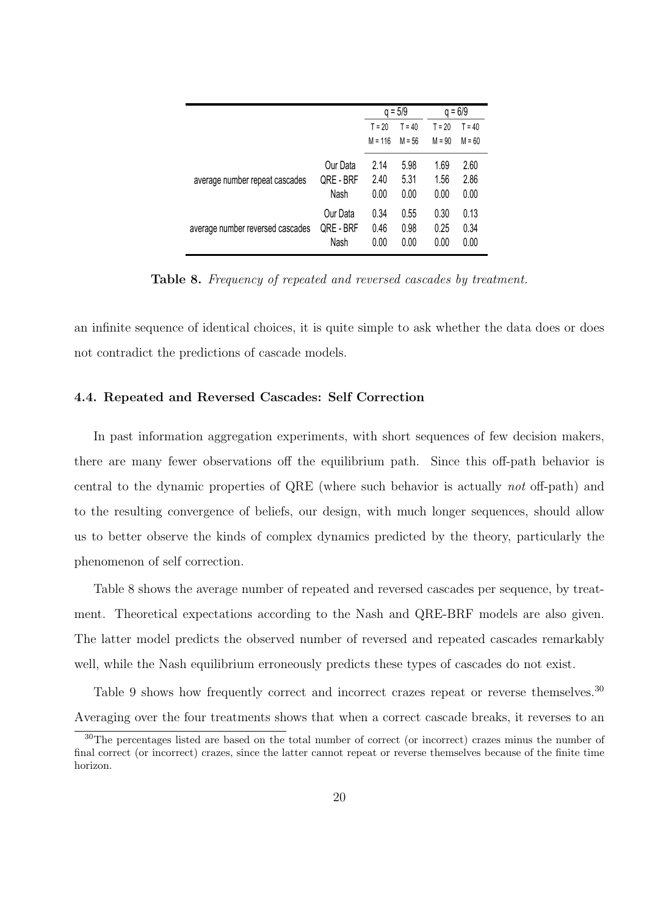| | | $q = 5/9$ | | $q = 6/9$ | |
|---|---|---|---|---|---|
| | | T = 20 | T = 40 | T = 20 | T = 40 |
| | | M = 116 | M = 56 | M = 90 | M = 60 |
| average number repeat cascades | Our Data | 2.14 | 5.98 | 1.69 | 2.60 |
| | QRE - BRF | 2.40 | 5.31 | 1.56 | 2.86 |
| | Nash | 0.00 | 0.00 | 0.00 | 0.00 |
| average number reversed cascades | Our Data | 0.34 | 0.55 | 0.30 | 0.13 |
| | QRE - BRF | 0.46 | 0.98 | 0.25 | 0.34 |
| | Nash | 0.00 | 0.00 | 0.00 | 0.00 |

**Table 8.** *Frequency of repeated and reversed cascades by treatment.*

an infinite sequence of identical choices, it is quite simple to ask whether the data does or does not contradict the predictions of cascade models.

### 4.4. Repeated and Reversed Cascades: Self Correction

In past information aggregation experiments, with short sequences of few decision makers, there are many fewer observations off the equilibrium path. Since this off-path behavior is central to the dynamic properties of QRE (where such behavior is actually *not* off-path) and to the resulting convergence of beliefs, our design, with much longer sequences, should allow us to better observe the kinds of complex dynamics predicted by the theory, particularly the phenomenon of self correction.

Table 8 shows the average number of repeated and reversed cascades per sequence, by treatment. Theoretical expectations according to the Nash and QRE-BRF models are also given. The latter model predicts the observed number of reversed and repeated cascades remarkably well, while the Nash equilibrium erroneously predicts these types of cascades do not exist.

Table 9 shows how frequently correct and incorrect crazes repeat or reverse themselves.[30] Averaging over the four treatments shows that when a correct cascade breaks, it reverses to an

[30]The percentages listed are based on the total number of correct (or incorrect) crazes minus the number of final correct (or incorrect) crazes, since the latter cannot repeat or reverse themselves because of the finite time horizon.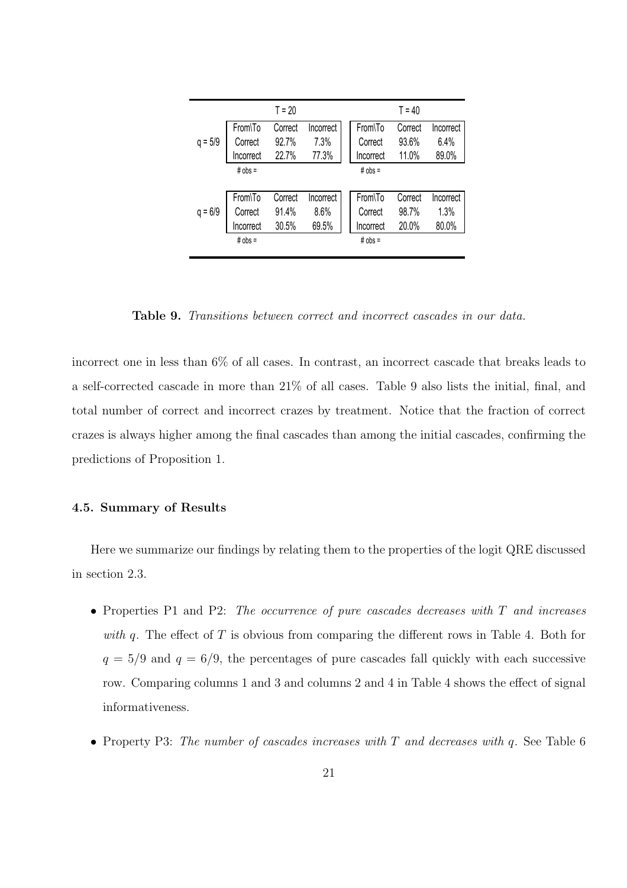| | T = 20 | | | T = 40 | | |
|---|---|---|---|---|---|---|
| q = 5/9 | From\To | Correct | Incorrect | From\To | Correct | Incorrect |
| | Correct | 92.7% | 7.3% | Correct | 93.6% | 6.4% |
| | Incorrect | 22.7% | 77.3% | Incorrect | 11.0% | 89.0% |
| | # obs = | | | # obs = | | |
| q = 6/9 | From\To | Correct | Incorrect | From\To | Correct | Incorrect |
| | Correct | 91.4% | 8.6% | Correct | 98.7% | 1.3% |
| | Incorrect | 30.5% | 69.5% | Incorrect | 20.0% | 80.0% |
| | # obs = | | | # obs = | | |

**Table 9.** *Transitions between correct and incorrect cascades in our data.*

incorrect one in less than 6% of all cases. In contrast, an incorrect cascade that breaks leads to a self-corrected cascade in more than 21% of all cases. Table 9 also lists the initial, final, and total number of correct and incorrect crazes by treatment. Notice that the fraction of correct crazes is always higher among the final cascades than among the initial cascades, confirming the predictions of Proposition 1.

### 4.5. Summary of Results

Here we summarize our findings by relating them to the properties of the logit QRE discussed in section 2.3.

- Properties P1 and P2: *The occurrence of pure cascades decreases with $T$ and increases with $q$.* The effect of $T$ is obvious from comparing the different rows in Table 4. Both for $q = 5/9$ and $q = 6/9$, the percentages of pure cascades fall quickly with each successive row. Comparing columns 1 and 3 and columns 2 and 4 in Table 4 shows the effect of signal informativeness.
- Property P3: *The number of cascades increases with $T$ and decreases with $q$.* See Table 6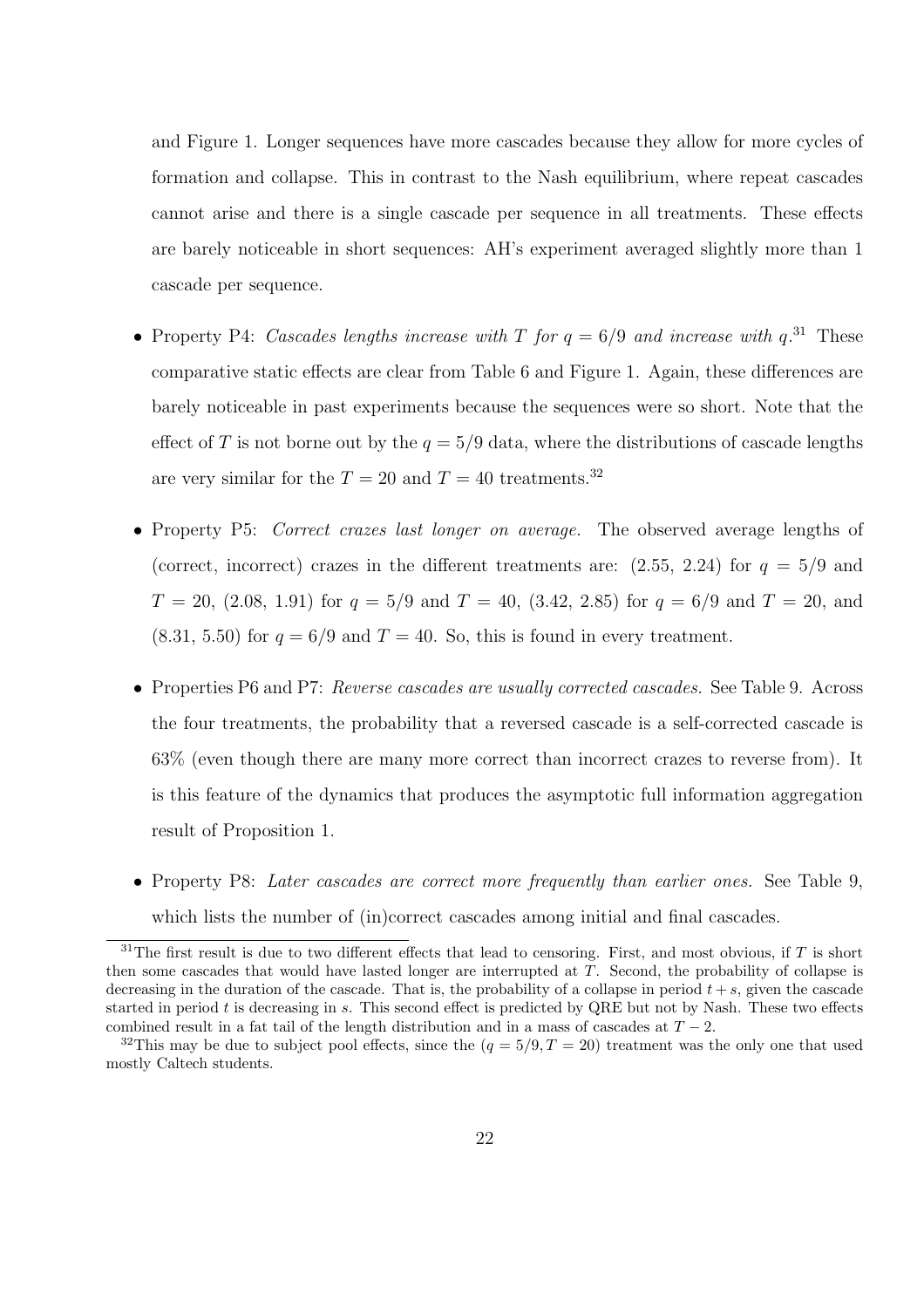and Figure 1. Longer sequences have more cascades because they allow for more cycles of formation and collapse. This in contrast to the Nash equilibrium, where repeat cascades cannot arise and there is a single cascade per sequence in all treatments. These effects are barely noticeable in short sequences: AH's experiment averaged slightly more than 1 cascade per sequence.

- Property P4: *Cascades lengths increase with $T$ for $q = 6/9$ and increase with $q$.*[31] These comparative static effects are clear from Table 6 and Figure 1. Again, these differences are barely noticeable in past experiments because the sequences were so short. Note that the effect of $T$ is not borne out by the $q = 5/9$ data, where the distributions of cascade lengths are very similar for the $T = 20$ and $T = 40$ treatments.[32]

- Property P5: *Correct crazes last longer on average.* The observed average lengths of (correct, incorrect) crazes in the different treatments are: (2.55, 2.24) for $q = 5/9$ and $T = 20$, (2.08, 1.91) for $q = 5/9$ and $T = 40$, (3.42, 2.85) for $q = 6/9$ and $T = 20$, and (8.31, 5.50) for $q = 6/9$ and $T = 40$. So, this is found in every treatment.

- Properties P6 and P7: *Reverse cascades are usually corrected cascades.* See Table 9. Across the four treatments, the probability that a reversed cascade is a self-corrected cascade is 63% (even though there are many more correct than incorrect crazes to reverse from). It is this feature of the dynamics that produces the asymptotic full information aggregation result of Proposition 1.

- Property P8: *Later cascades are correct more frequently than earlier ones.* See Table 9, which lists the number of (in)correct cascades among initial and final cascades.

[31] The first result is due to two different effects that lead to censoring. First, and most obvious, if $T$ is short then some cascades that would have lasted longer are interrupted at $T$. Second, the probability of collapse is decreasing in the duration of the cascade. That is, the probability of a collapse in period $t + s$, given the cascade started in period $t$ is decreasing in $s$. This second effect is predicted by QRE but not by Nash. These two effects combined result in a fat tail of the length distribution and in a mass of cascades at $T - 2$.

[32] This may be due to subject pool effects, since the $(q = 5/9, T = 20)$ treatment was the only one that used mostly Caltech students.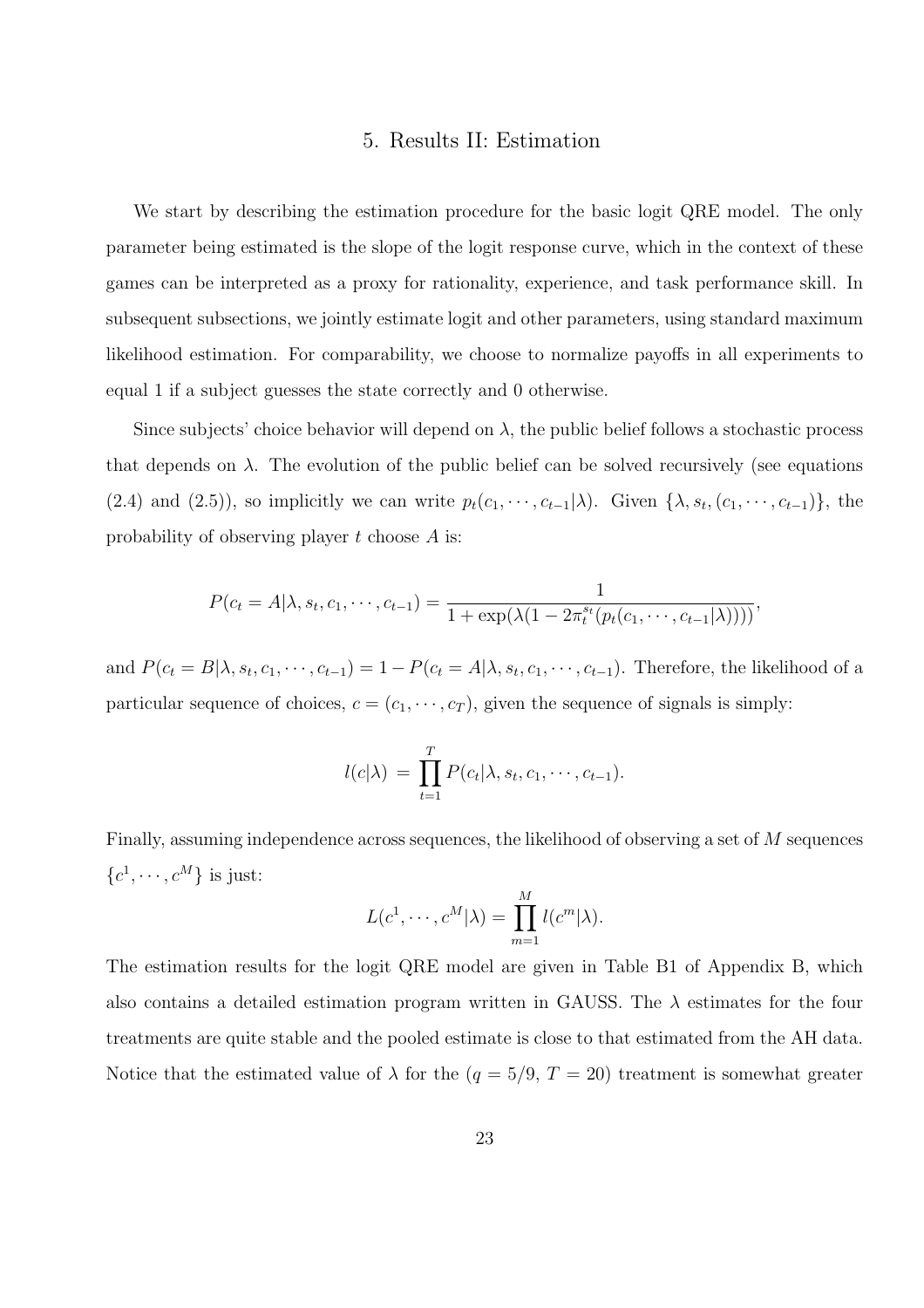## 5. Results II: Estimation

We start by describing the estimation procedure for the basic logit QRE model. The only parameter being estimated is the slope of the logit response curve, which in the context of these games can be interpreted as a proxy for rationality, experience, and task performance skill. In subsequent subsections, we jointly estimate logit and other parameters, using standard maximum likelihood estimation. For comparability, we choose to normalize payoffs in all experiments to equal 1 if a subject guesses the state correctly and 0 otherwise.

Since subjects' choice behavior will depend on $\lambda$, the public belief follows a stochastic process that depends on $\lambda$. The evolution of the public belief can be solved recursively (see equations (2.4) and (2.5)), so implicitly we can write $p_t(c_1, \cdots, c_{t-1}|\lambda)$. Given $\{\lambda, s_t, (c_1, \cdots, c_{t-1})\}$, the probability of observing player $t$ choose $A$ is:

$$P(c_t = A|\lambda, s_t, c_1, \cdots, c_{t-1}) = \frac{1}{1 + \exp(\lambda(1 - 2\pi_t^{s_t}(p_t(c_1, \cdots, c_{t-1}|\lambda))))},$$

and $P(c_t = B|\lambda, s_t, c_1, \cdots, c_{t-1}) = 1 - P(c_t = A|\lambda, s_t, c_1, \cdots, c_{t-1})$. Therefore, the likelihood of a particular sequence of choices, $c = (c_1, \cdots, c_T)$, given the sequence of signals is simply:

$$l(c|\lambda) = \prod_{t=1}^{T} P(c_t|\lambda, s_t, c_1, \cdots, c_{t-1}).$$

Finally, assuming independence across sequences, the likelihood of observing a set of $M$ sequences $\{c^1, \cdots, c^M\}$ is just:

$$L(c^1, \cdots, c^M|\lambda) = \prod_{m=1}^{M} l(c^m|\lambda).$$

The estimation results for the logit QRE model are given in Table B1 of Appendix B, which also contains a detailed estimation program written in GAUSS. The $\lambda$ estimates for the four treatments are quite stable and the pooled estimate is close to that estimated from the AH data. Notice that the estimated value of $\lambda$ for the ($q = 5/9$, $T = 20$) treatment is somewhat greater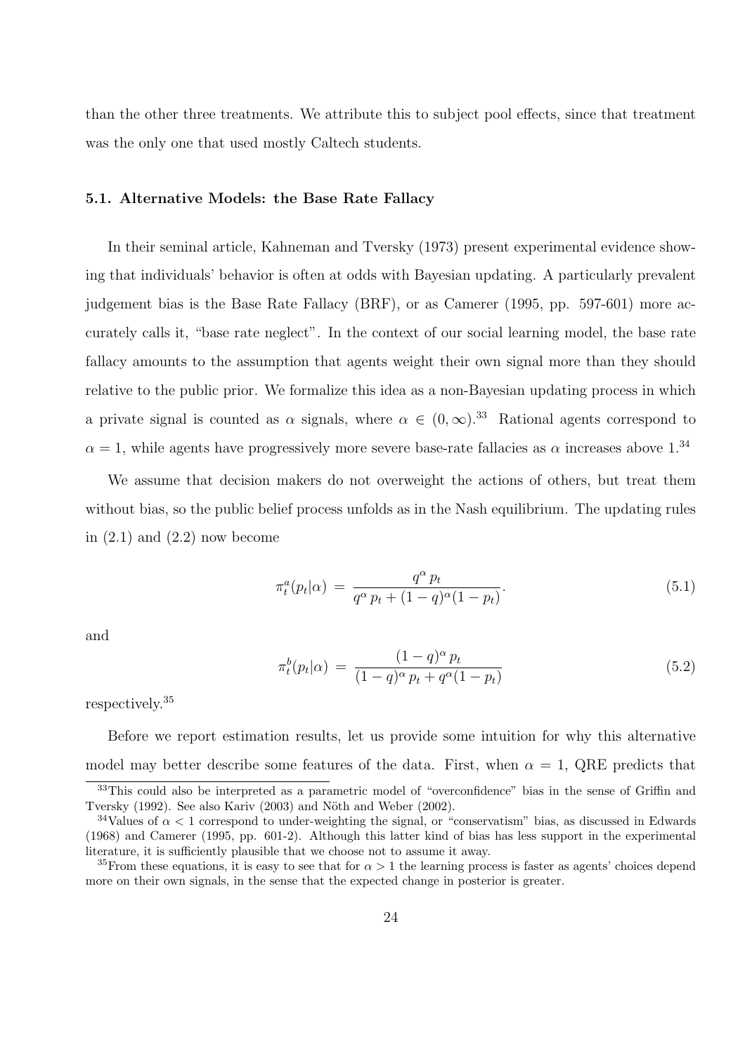than the other three treatments. We attribute this to subject pool effects, since that treatment was the only one that used mostly Caltech students.

### 5.1. Alternative Models: the Base Rate Fallacy

In their seminal article, Kahneman and Tversky (1973) present experimental evidence showing that individuals' behavior is often at odds with Bayesian updating. A particularly prevalent judgement bias is the Base Rate Fallacy (BRF), or as Camerer (1995, pp. 597-601) more accurately calls it, "base rate neglect". In the context of our social learning model, the base rate fallacy amounts to the assumption that agents weight their own signal more than they should relative to the public prior. We formalize this idea as a non-Bayesian updating process in which a private signal is counted as $\alpha$ signals, where $\alpha \in (0, \infty)$.[33] Rational agents correspond to $\alpha = 1$, while agents have progressively more severe base-rate fallacies as $\alpha$ increases above 1.[34]

We assume that decision makers do not overweight the actions of others, but treat them without bias, so the public belief process unfolds as in the Nash equilibrium. The updating rules in (2.1) and (2.2) now become

$$\pi_t^a(p_t|\alpha) = \frac{q^\alpha p_t}{q^\alpha p_t + (1-q)^\alpha(1-p_t)}. \tag{5.1}$$

and

$$\pi_t^b(p_t|\alpha) = \frac{(1-q)^\alpha p_t}{(1-q)^\alpha p_t + q^\alpha(1-p_t)} \tag{5.2}$$

respectively.[35]

Before we report estimation results, let us provide some intuition for why this alternative model may better describe some features of the data. First, when $\alpha = 1$, QRE predicts that

---

[33] This could also be interpreted as a parametric model of "overconfidence" bias in the sense of Griffin and Tversky (1992). See also Kariv (2003) and Nöth and Weber (2002).

[34] Values of $\alpha < 1$ correspond to under-weighting the signal, or "conservatism" bias, as discussed in Edwards (1968) and Camerer (1995, pp. 601-2). Although this latter kind of bias has less support in the experimental literature, it is sufficiently plausible that we choose not to assume it away.

[35] From these equations, it is easy to see that for $\alpha > 1$ the learning process is faster as agents' choices depend more on their own signals, in the sense that the expected change in posterior is greater.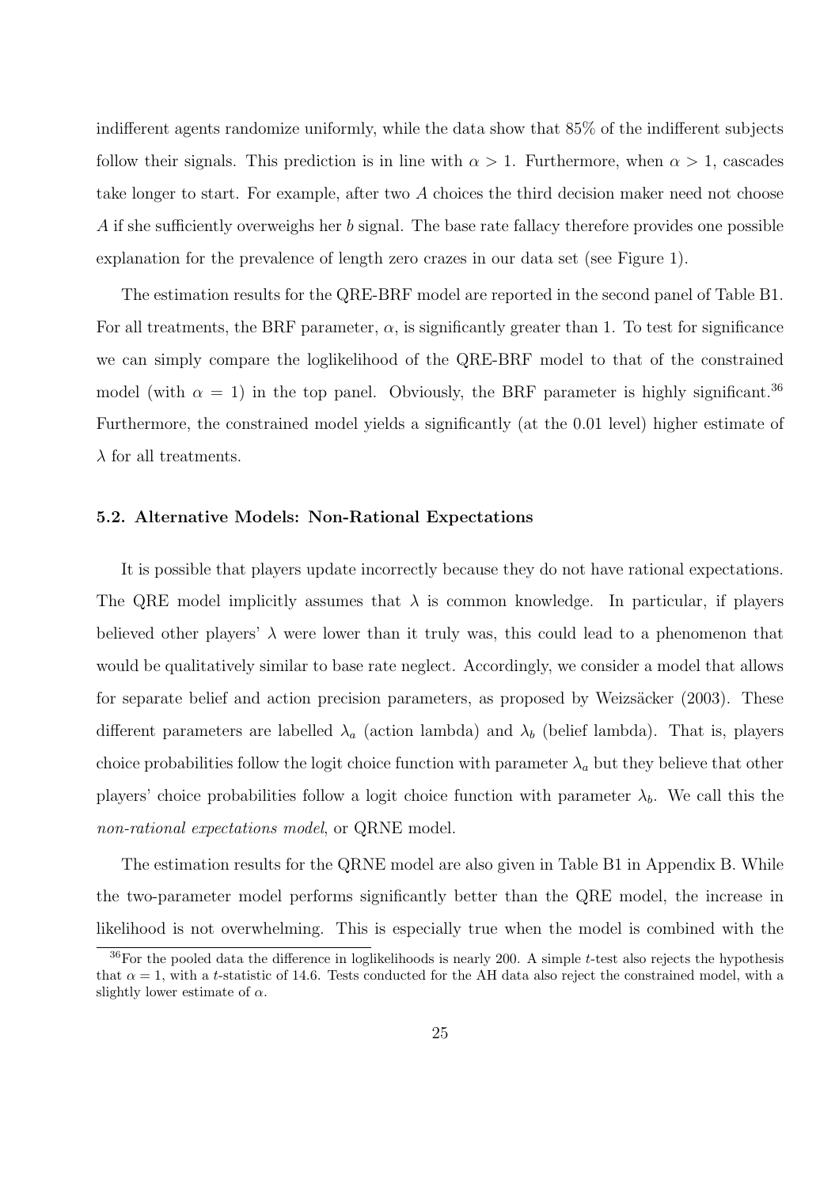indifferent agents randomize uniformly, while the data show that 85% of the indifferent subjects follow their signals. This prediction is in line with $\alpha > 1$. Furthermore, when $\alpha > 1$, cascades take longer to start. For example, after two $A$ choices the third decision maker need not choose $A$ if she sufficiently overweighs her $b$ signal. The base rate fallacy therefore provides one possible explanation for the prevalence of length zero crazes in our data set (see Figure 1).

The estimation results for the QRE-BRF model are reported in the second panel of Table B1. For all treatments, the BRF parameter, $\alpha$, is significantly greater than 1. To test for significance we can simply compare the loglikelihood of the QRE-BRF model to that of the constrained model (with $\alpha = 1$) in the top panel. Obviously, the BRF parameter is highly significant.[36] Furthermore, the constrained model yields a significantly (at the 0.01 level) higher estimate of $\lambda$ for all treatments.

### 5.2. Alternative Models: Non-Rational Expectations

It is possible that players update incorrectly because they do not have rational expectations. The QRE model implicitly assumes that $\lambda$ is common knowledge. In particular, if players believed other players' $\lambda$ were lower than it truly was, this could lead to a phenomenon that would be qualitatively similar to base rate neglect. Accordingly, we consider a model that allows for separate belief and action precision parameters, as proposed by Weizsäcker (2003). These different parameters are labelled $\lambda_a$ (action lambda) and $\lambda_b$ (belief lambda). That is, players choice probabilities follow the logit choice function with parameter $\lambda_a$ but they believe that other players' choice probabilities follow a logit choice function with parameter $\lambda_b$. We call this the *non-rational expectations model*, or QRNE model.

The estimation results for the QRNE model are also given in Table B1 in Appendix B. While the two-parameter model performs significantly better than the QRE model, the increase in likelihood is not overwhelming. This is especially true when the model is combined with the

[36] For the pooled data the difference in loglikelihoods is nearly 200. A simple $t$-test also rejects the hypothesis that $\alpha = 1$, with a $t$-statistic of 14.6. Tests conducted for the AH data also reject the constrained model, with a slightly lower estimate of $\alpha$.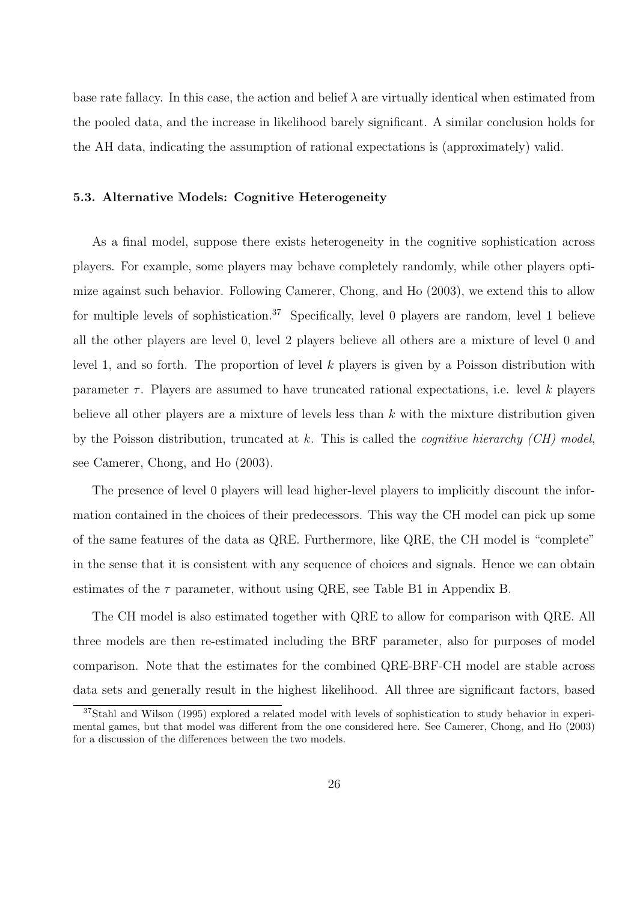base rate fallacy. In this case, the action and belief $\lambda$ are virtually identical when estimated from the pooled data, and the increase in likelihood barely significant. A similar conclusion holds for the AH data, indicating the assumption of rational expectations is (approximately) valid.

### 5.3. Alternative Models: Cognitive Heterogeneity

As a final model, suppose there exists heterogeneity in the cognitive sophistication across players. For example, some players may behave completely randomly, while other players optimize against such behavior. Following Camerer, Chong, and Ho (2003), we extend this to allow for multiple levels of sophistication.[37] Specifically, level 0 players are random, level 1 believe all the other players are level 0, level 2 players believe all others are a mixture of level 0 and level 1, and so forth. The proportion of level $k$ players is given by a Poisson distribution with parameter $\tau$. Players are assumed to have truncated rational expectations, i.e. level $k$ players believe all other players are a mixture of levels less than $k$ with the mixture distribution given by the Poisson distribution, truncated at $k$. This is called the *cognitive hierarchy (CH) model*, see Camerer, Chong, and Ho (2003).

The presence of level 0 players will lead higher-level players to implicitly discount the information contained in the choices of their predecessors. This way the CH model can pick up some of the same features of the data as QRE. Furthermore, like QRE, the CH model is "complete" in the sense that it is consistent with any sequence of choices and signals. Hence we can obtain estimates of the $\tau$ parameter, without using QRE, see Table B1 in Appendix B.

The CH model is also estimated together with QRE to allow for comparison with QRE. All three models are then re-estimated including the BRF parameter, also for purposes of model comparison. Note that the estimates for the combined QRE-BRF-CH model are stable across data sets and generally result in the highest likelihood. All three are significant factors, based

[37] Stahl and Wilson (1995) explored a related model with levels of sophistication to study behavior in experimental games, but that model was different from the one considered here. See Camerer, Chong, and Ho (2003) for a discussion of the differences between the two models.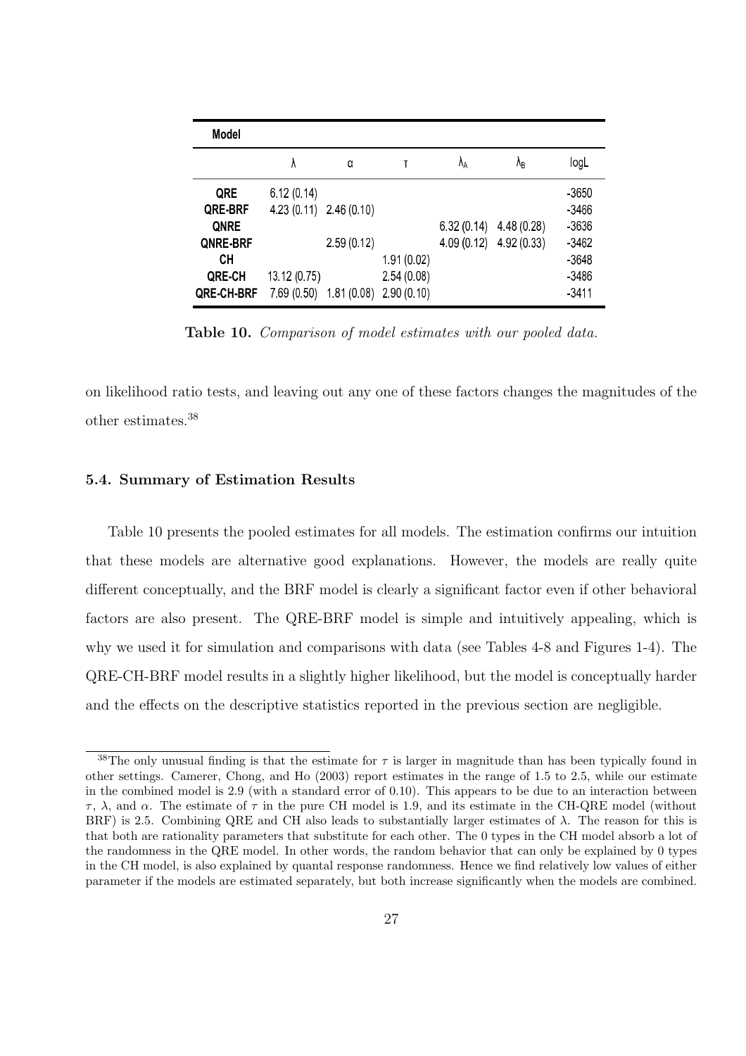| Model | | | | | | |
|---|---|---|---|---|---|---|
| | $\lambda$ | $\alpha$ | $\tau$ | $\lambda_A$ | $\lambda_B$ | logL |
| **QRE** | 6.12 (0.14) | | | | | -3650 |
| **QRE-BRF** | 4.23 (0.11) | 2.46 (0.10) | | | | -3466 |
| **QNRE** | | | | 6.32 (0.14) | 4.48 (0.28) | -3636 |
| **QNRE-BRF** | | 2.59 (0.12) | | 4.09 (0.12) | 4.92 (0.33) | -3462 |
| **CH** | | | 1.91 (0.02) | | | -3648 |
| **QRE-CH** | 13.12 (0.75) | | 2.54 (0.08) | | | -3486 |
| **QRE-CH-BRF** | 7.69 (0.50) | 1.81 (0.08) | 2.90 (0.10) | | | -3411 |

**Table 10.** *Comparison of model estimates with our pooled data.*

on likelihood ratio tests, and leaving out any one of these factors changes the magnitudes of the other estimates.[38]

### 5.4. Summary of Estimation Results

Table 10 presents the pooled estimates for all models. The estimation confirms our intuition that these models are alternative good explanations. However, the models are really quite different conceptually, and the BRF model is clearly a significant factor even if other behavioral factors are also present. The QRE-BRF model is simple and intuitively appealing, which is why we used it for simulation and comparisons with data (see Tables 4-8 and Figures 1-4). The QRE-CH-BRF model results in a slightly higher likelihood, but the model is conceptually harder and the effects on the descriptive statistics reported in the previous section are negligible.

[38]The only unusual finding is that the estimate for $\tau$ is larger in magnitude than has been typically found in other settings. Camerer, Chong, and Ho (2003) report estimates in the range of 1.5 to 2.5, while our estimate in the combined model is 2.9 (with a standard error of 0.10). This appears to be due to an interaction between $\tau$, $\lambda$, and $\alpha$. The estimate of $\tau$ in the pure CH model is 1.9, and its estimate in the CH-QRE model (without BRF) is 2.5. Combining QRE and CH also leads to substantially larger estimates of $\lambda$. The reason for this is that both are rationality parameters that substitute for each other. The 0 types in the CH model absorb a lot of the randomness in the QRE model. In other words, the random behavior that can only be explained by 0 types in the CH model, is also explained by quantal response randomness. Hence we find relatively low values of either parameter if the models are estimated separately, but both increase significantly when the models are combined.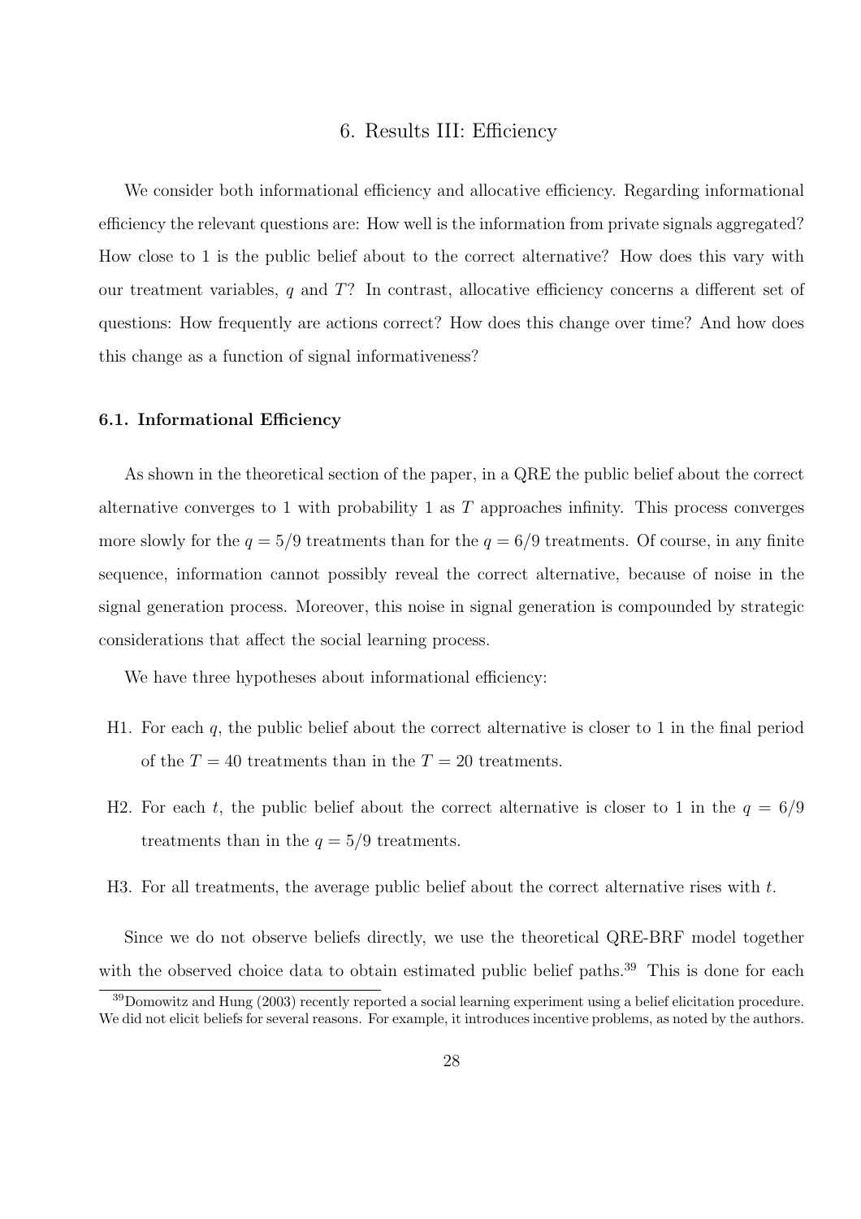# 6. Results III: Efficiency

We consider both informational efficiency and allocative efficiency. Regarding informational efficiency the relevant questions are: How well is the information from private signals aggregated? How close to 1 is the public belief about to the correct alternative? How does this vary with our treatment variables, $q$ and $T$? In contrast, allocative efficiency concerns a different set of questions: How frequently are actions correct? How does this change over time? And how does this change as a function of signal informativeness?

## 6.1. Informational Efficiency

As shown in the theoretical section of the paper, in a QRE the public belief about the correct alternative converges to 1 with probability 1 as $T$ approaches infinity. This process converges more slowly for the $q = 5/9$ treatments than for the $q = 6/9$ treatments. Of course, in any finite sequence, information cannot possibly reveal the correct alternative, because of noise in the signal generation process. Moreover, this noise in signal generation is compounded by strategic considerations that affect the social learning process.

We have three hypotheses about informational efficiency:

H1. For each $q$, the public belief about the correct alternative is closer to 1 in the final period of the $T = 40$ treatments than in the $T = 20$ treatments.

H2. For each $t$, the public belief about the correct alternative is closer to 1 in the $q = 6/9$ treatments than in the $q = 5/9$ treatments.

H3. For all treatments, the average public belief about the correct alternative rises with $t$.

Since we do not observe beliefs directly, we use the theoretical QRE-BRF model together with the observed choice data to obtain estimated public belief paths.[39] This is done for each

[39] Domowitz and Hung (2003) recently reported a social learning experiment using a belief elicitation procedure. We did not elicit beliefs for several reasons. For example, it introduces incentive problems, as noted by the authors.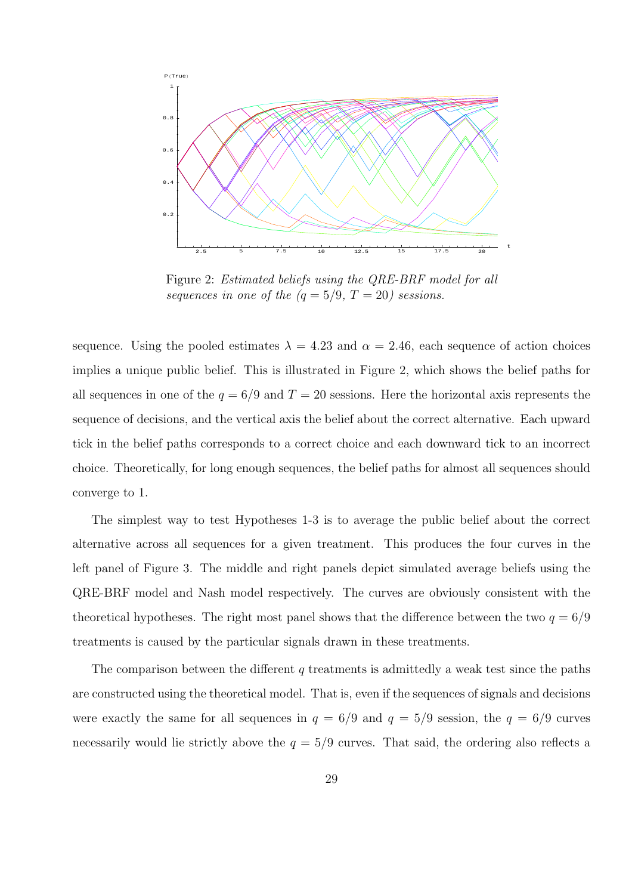Figure 2: *Estimated beliefs using the QRE-BRF model for all sequences in one of the ($q = 5/9$, $T = 20$) sessions.*

sequence. Using the pooled estimates $\lambda = 4.23$ and $\alpha = 2.46$, each sequence of action choices implies a unique public belief. This is illustrated in Figure 2, which shows the belief paths for all sequences in one of the $q = 6/9$ and $T = 20$ sessions. Here the horizontal axis represents the sequence of decisions, and the vertical axis the belief about the correct alternative. Each upward tick in the belief paths corresponds to a correct choice and each downward tick to an incorrect choice. Theoretically, for long enough sequences, the belief paths for almost all sequences should converge to 1.

The simplest way to test Hypotheses 1-3 is to average the public belief about the correct alternative across all sequences for a given treatment. This produces the four curves in the left panel of Figure 3. The middle and right panels depict simulated average beliefs using the QRE-BRF model and Nash model respectively. The curves are obviously consistent with the theoretical hypotheses. The right most panel shows that the difference between the two $q = 6/9$ treatments is caused by the particular signals drawn in these treatments.

The comparison between the different $q$ treatments is admittedly a weak test since the paths are constructed using the theoretical model. That is, even if the sequences of signals and decisions were exactly the same for all sequences in $q = 6/9$ and $q = 5/9$ session, the $q = 6/9$ curves necessarily would lie strictly above the $q = 5/9$ curves. That said, the ordering also reflects a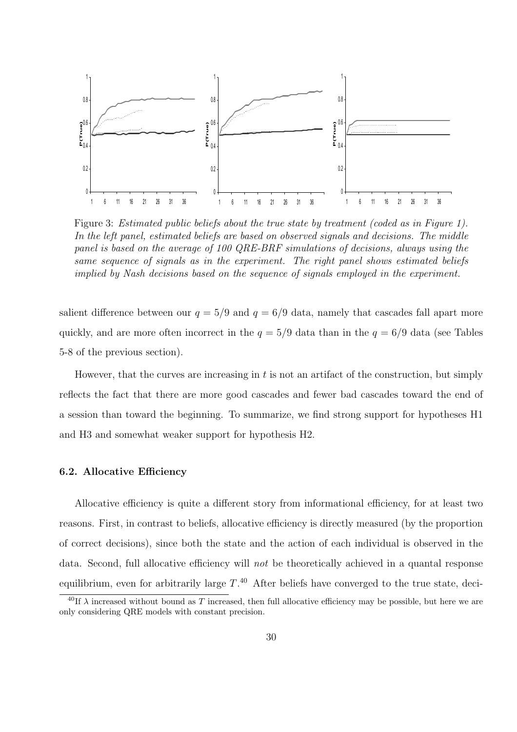Figure 3: *Estimated public beliefs about the true state by treatment (coded as in Figure 1). In the left panel, estimated beliefs are based on observed signals and decisions. The middle panel is based on the average of 100 QRE-BRF simulations of decisions, always using the same sequence of signals as in the experiment. The right panel shows estimated beliefs implied by Nash decisions based on the sequence of signals employed in the experiment.*

salient difference between our $q = 5/9$ and $q = 6/9$ data, namely that cascades fall apart more quickly, and are more often incorrect in the $q = 5/9$ data than in the $q = 6/9$ data (see Tables 5-8 of the previous section).

However, that the curves are increasing in $t$ is not an artifact of the construction, but simply reflects the fact that there are more good cascades and fewer bad cascades toward the end of a session than toward the beginning. To summarize, we find strong support for hypotheses H1 and H3 and somewhat weaker support for hypothesis H2.

### 6.2. Allocative Efficiency

Allocative efficiency is quite a different story from informational efficiency, for at least two reasons. First, in contrast to beliefs, allocative efficiency is directly measured (by the proportion of correct decisions), since both the state and the action of each individual is observed in the data. Second, full allocative efficiency will *not* be theoretically achieved in a quantal response equilibrium, even for arbitrarily large $T$.[40] After beliefs have converged to the true state, deci-

[40] If $\lambda$ increased without bound as $T$ increased, then full allocative efficiency may be possible, but here we are only considering QRE models with constant precision.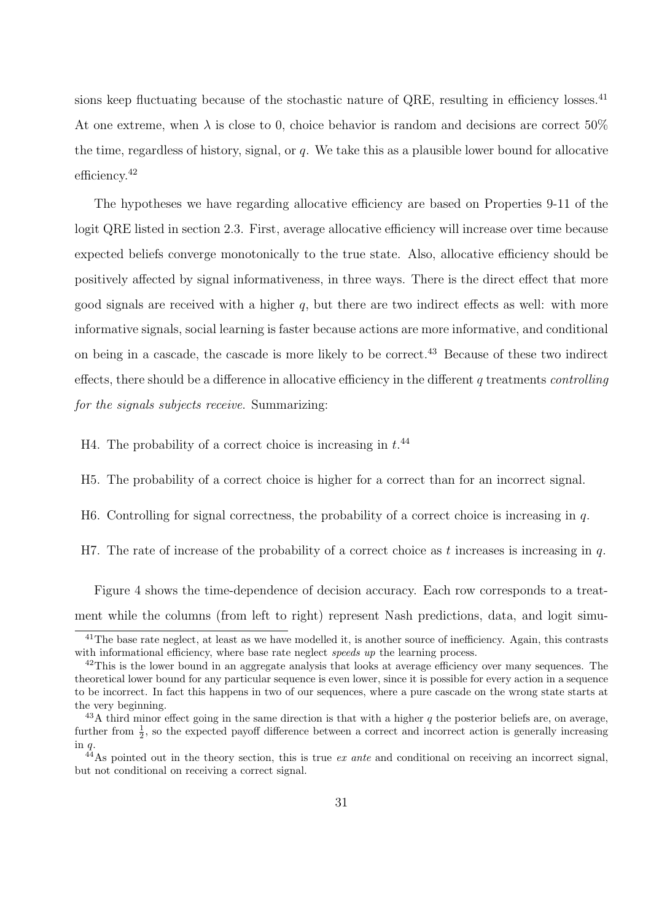sions keep fluctuating because of the stochastic nature of QRE, resulting in efficiency losses.[41] At one extreme, when $\lambda$ is close to 0, choice behavior is random and decisions are correct 50% the time, regardless of history, signal, or $q$. We take this as a plausible lower bound for allocative efficiency.[42]

The hypotheses we have regarding allocative efficiency are based on Properties 9-11 of the logit QRE listed in section 2.3. First, average allocative efficiency will increase over time because expected beliefs converge monotonically to the true state. Also, allocative efficiency should be positively affected by signal informativeness, in three ways. There is the direct effect that more good signals are received with a higher $q$, but there are two indirect effects as well: with more informative signals, social learning is faster because actions are more informative, and conditional on being in a cascade, the cascade is more likely to be correct.[43] Because of these two indirect effects, there should be a difference in allocative efficiency in the different $q$ treatments *controlling for the signals subjects receive*. Summarizing:

H4. The probability of a correct choice is increasing in $t$.[44]

H5. The probability of a correct choice is higher for a correct than for an incorrect signal.

H6. Controlling for signal correctness, the probability of a correct choice is increasing in $q$.

H7. The rate of increase of the probability of a correct choice as $t$ increases is increasing in $q$.

Figure 4 shows the time-dependence of decision accuracy. Each row corresponds to a treatment while the columns (from left to right) represent Nash predictions, data, and logit simu-

---

[41] The base rate neglect, at least as we have modelled it, is another source of inefficiency. Again, this contrasts with informational efficiency, where base rate neglect *speeds up* the learning process.

[42] This is the lower bound in an aggregate analysis that looks at average efficiency over many sequences. The theoretical lower bound for any particular sequence is even lower, since it is possible for every action in a sequence to be incorrect. In fact this happens in two of our sequences, where a pure cascade on the wrong state starts at the very beginning.

[43] A third minor effect going in the same direction is that with a higher $q$ the posterior beliefs are, on average, further from $\frac{1}{2}$, so the expected payoff difference between a correct and incorrect action is generally increasing in $q$.

[44] As pointed out in the theory section, this is true *ex ante* and conditional on receiving an incorrect signal, but not conditional on receiving a correct signal.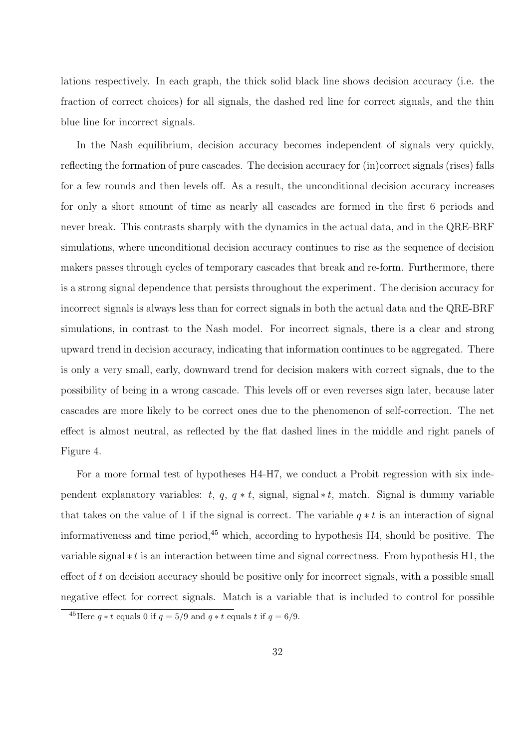lations respectively. In each graph, the thick solid black line shows decision accuracy (i.e. the fraction of correct choices) for all signals, the dashed red line for correct signals, and the thin blue line for incorrect signals.

In the Nash equilibrium, decision accuracy becomes independent of signals very quickly, reflecting the formation of pure cascades. The decision accuracy for (in)correct signals (rises) falls for a few rounds and then levels off. As a result, the unconditional decision accuracy increases for only a short amount of time as nearly all cascades are formed in the first 6 periods and never break. This contrasts sharply with the dynamics in the actual data, and in the QRE-BRF simulations, where unconditional decision accuracy continues to rise as the sequence of decision makers passes through cycles of temporary cascades that break and re-form. Furthermore, there is a strong signal dependence that persists throughout the experiment. The decision accuracy for incorrect signals is always less than for correct signals in both the actual data and the QRE-BRF simulations, in contrast to the Nash model. For incorrect signals, there is a clear and strong upward trend in decision accuracy, indicating that information continues to be aggregated. There is only a very small, early, downward trend for decision makers with correct signals, due to the possibility of being in a wrong cascade. This levels off or even reverses sign later, because later cascades are more likely to be correct ones due to the phenomenon of self-correction. The net effect is almost neutral, as reflected by the flat dashed lines in the middle and right panels of Figure 4.

For a more formal test of hypotheses H4-H7, we conduct a Probit regression with six independent explanatory variables: $t$, $q$, $q * t$, signal, signal $* t$, match. Signal is dummy variable that takes on the value of 1 if the signal is correct. The variable $q * t$ is an interaction of signal informativeness and time period,[45] which, according to hypothesis H4, should be positive. The variable signal $* t$ is an interaction between time and signal correctness. From hypothesis H1, the effect of $t$ on decision accuracy should be positive only for incorrect signals, with a possible small negative effect for correct signals. Match is a variable that is included to control for possible

[45] Here $q * t$ equals 0 if $q = 5/9$ and $q * t$ equals $t$ if $q = 6/9$.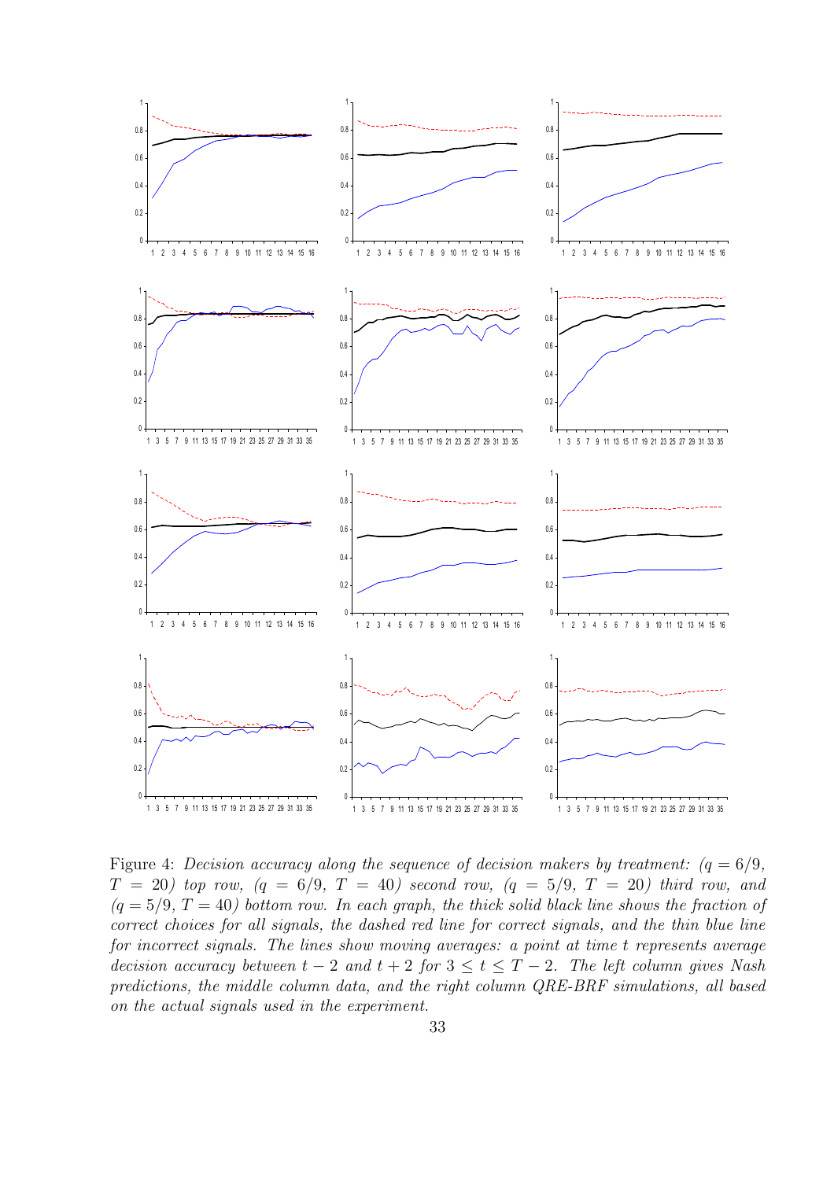Figure 4: *Decision accuracy along the sequence of decision makers by treatment:* $(q = 6/9, T = 20)$ *top row,* $(q = 6/9, T = 40)$ *second row,* $(q = 5/9, T = 20)$ *third row, and* $(q = 5/9, T = 40)$ *bottom row. In each graph, the thick solid black line shows the fraction of correct choices for all signals, the dashed red line for correct signals, and the thin blue line for incorrect signals. The lines show moving averages: a point at time* $t$ *represents average decision accuracy between* $t - 2$ *and* $t + 2$ *for* $3 \leq t \leq T - 2$*. The left column gives Nash predictions, the middle column data, and the right column QRE-BRF simulations, all based on the actual signals used in the experiment.*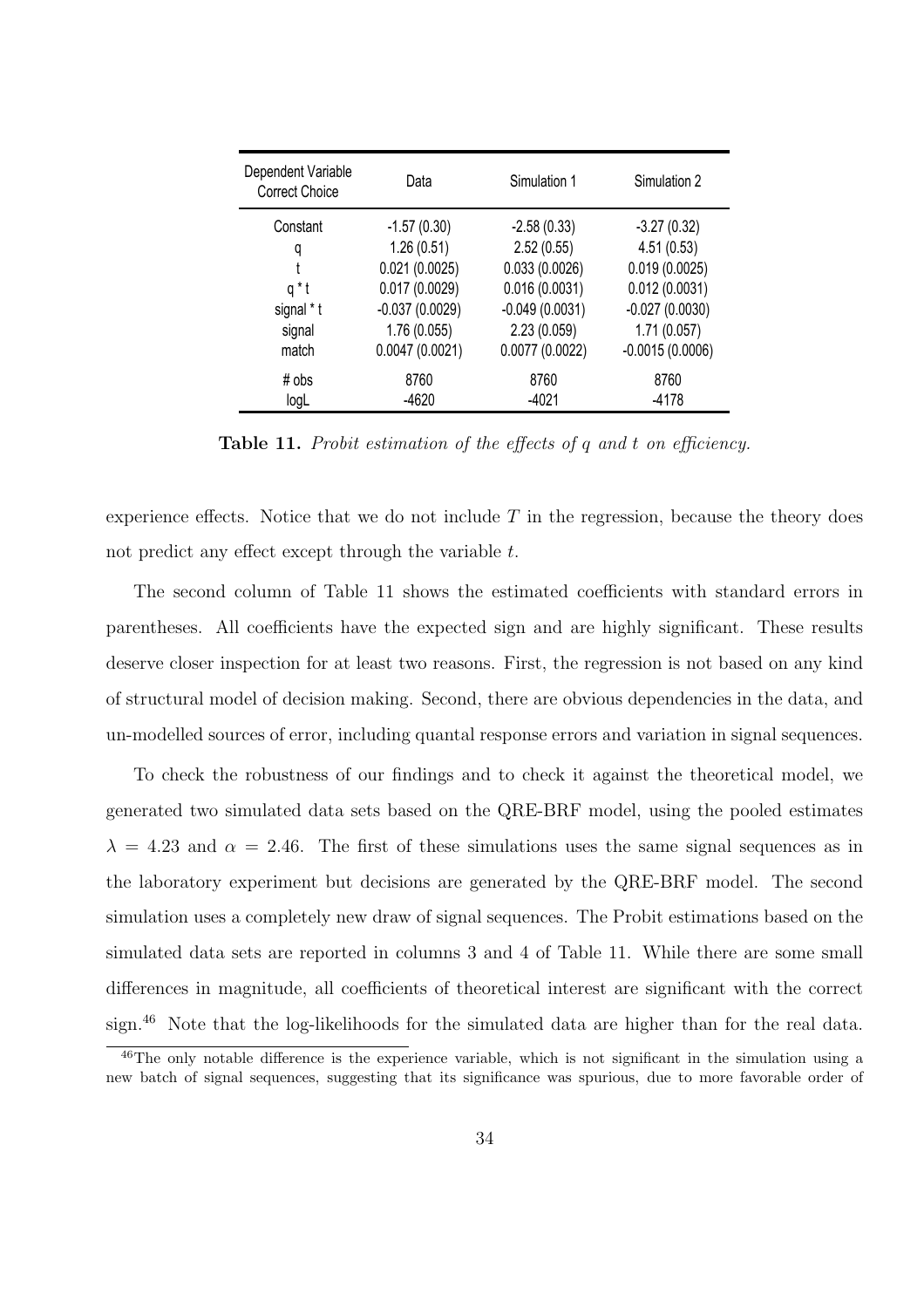| Dependent Variable Correct Choice | Data | Simulation 1 | Simulation 2 |
|---|---|---|---|
| Constant | -1.57 (0.30) | -2.58 (0.33) | -3.27 (0.32) |
| q | 1.26 (0.51) | 2.52 (0.55) | 4.51 (0.53) |
| t | 0.021 (0.0025) | 0.033 (0.0026) | 0.019 (0.0025) |
| q * t | 0.017 (0.0029) | 0.016 (0.0031) | 0.012 (0.0031) |
| signal * t | -0.037 (0.0029) | -0.049 (0.0031) | -0.027 (0.0030) |
| signal | 1.76 (0.055) | 2.23 (0.059) | 1.71 (0.057) |
| match | 0.0047 (0.0021) | 0.0077 (0.0022) | -0.0015 (0.0006) |
| # obs | 8760 | 8760 | 8760 |
| logL | -4620 | -4021 | -4178 |

**Table 11.** *Probit estimation of the effects of q and t on efficiency.*

experience effects. Notice that we do not include $T$ in the regression, because the theory does not predict any effect except through the variable $t$.

The second column of Table 11 shows the estimated coefficients with standard errors in parentheses. All coefficients have the expected sign and are highly significant. These results deserve closer inspection for at least two reasons. First, the regression is not based on any kind of structural model of decision making. Second, there are obvious dependencies in the data, and un-modelled sources of error, including quantal response errors and variation in signal sequences.

To check the robustness of our findings and to check it against the theoretical model, we generated two simulated data sets based on the QRE-BRF model, using the pooled estimates $\lambda = 4.23$ and $\alpha = 2.46$. The first of these simulations uses the same signal sequences as in the laboratory experiment but decisions are generated by the QRE-BRF model. The second simulation uses a completely new draw of signal sequences. The Probit estimations based on the simulated data sets are reported in columns 3 and 4 of Table 11. While there are some small differences in magnitude, all coefficients of theoretical interest are significant with the correct sign.[46] Note that the log-likelihoods for the simulated data are higher than for the real data.

[46]The only notable difference is the experience variable, which is not significant in the simulation using a new batch of signal sequences, suggesting that its significance was spurious, due to more favorable order of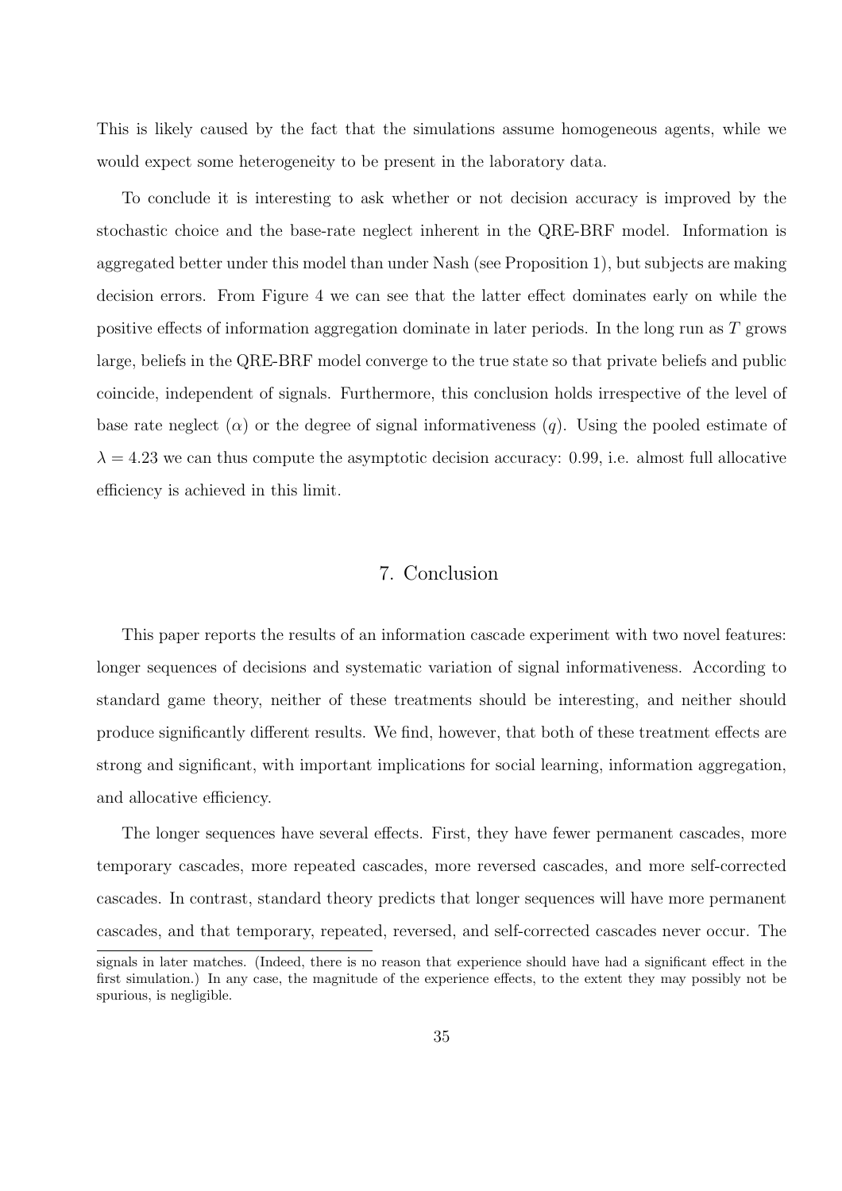This is likely caused by the fact that the simulations assume homogeneous agents, while we would expect some heterogeneity to be present in the laboratory data.

To conclude it is interesting to ask whether or not decision accuracy is improved by the stochastic choice and the base-rate neglect inherent in the QRE-BRF model. Information is aggregated better under this model than under Nash (see Proposition 1), but subjects are making decision errors. From Figure 4 we can see that the latter effect dominates early on while the positive effects of information aggregation dominate in later periods. In the long run as $T$ grows large, beliefs in the QRE-BRF model converge to the true state so that private beliefs and public coincide, independent of signals. Furthermore, this conclusion holds irrespective of the level of base rate neglect ($\alpha$) or the degree of signal informativeness ($q$). Using the pooled estimate of $\lambda = 4.23$ we can thus compute the asymptotic decision accuracy: 0.99, i.e. almost full allocative efficiency is achieved in this limit.

## 7. Conclusion

This paper reports the results of an information cascade experiment with two novel features: longer sequences of decisions and systematic variation of signal informativeness. According to standard game theory, neither of these treatments should be interesting, and neither should produce significantly different results. We find, however, that both of these treatment effects are strong and significant, with important implications for social learning, information aggregation, and allocative efficiency.

The longer sequences have several effects. First, they have fewer permanent cascades, more temporary cascades, more repeated cascades, more reversed cascades, and more self-corrected cascades. In contrast, standard theory predicts that longer sequences will have more permanent cascades, and that temporary, repeated, reversed, and self-corrected cascades never occur. The

signals in later matches. (Indeed, there is no reason that experience should have had a significant effect in the first simulation.) In any case, the magnitude of the experience effects, to the extent they may possibly not be spurious, is negligible.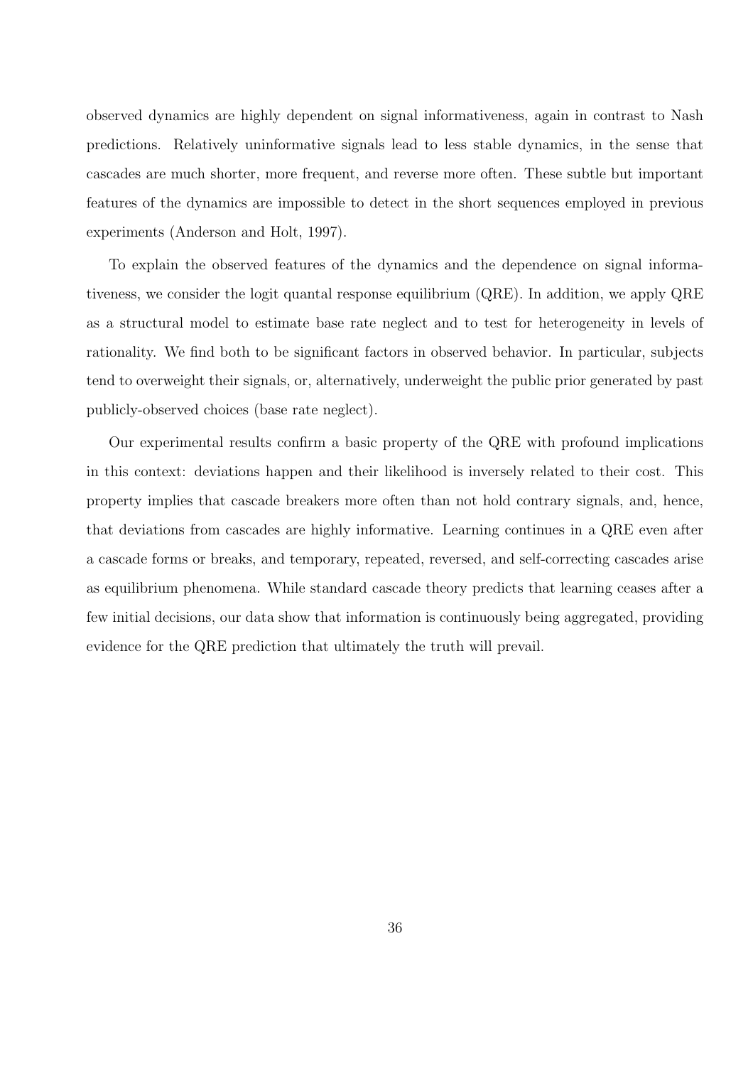observed dynamics are highly dependent on signal informativeness, again in contrast to Nash predictions. Relatively uninformative signals lead to less stable dynamics, in the sense that cascades are much shorter, more frequent, and reverse more often. These subtle but important features of the dynamics are impossible to detect in the short sequences employed in previous experiments (Anderson and Holt, 1997).

To explain the observed features of the dynamics and the dependence on signal informativeness, we consider the logit quantal response equilibrium (QRE). In addition, we apply QRE as a structural model to estimate base rate neglect and to test for heterogeneity in levels of rationality. We find both to be significant factors in observed behavior. In particular, subjects tend to overweight their signals, or, alternatively, underweight the public prior generated by past publicly-observed choices (base rate neglect).

Our experimental results confirm a basic property of the QRE with profound implications in this context: deviations happen and their likelihood is inversely related to their cost. This property implies that cascade breakers more often than not hold contrary signals, and, hence, that deviations from cascades are highly informative. Learning continues in a QRE even after a cascade forms or breaks, and temporary, repeated, reversed, and self-correcting cascades arise as equilibrium phenomena. While standard cascade theory predicts that learning ceases after a few initial decisions, our data show that information is continuously being aggregated, providing evidence for the QRE prediction that ultimately the truth will prevail.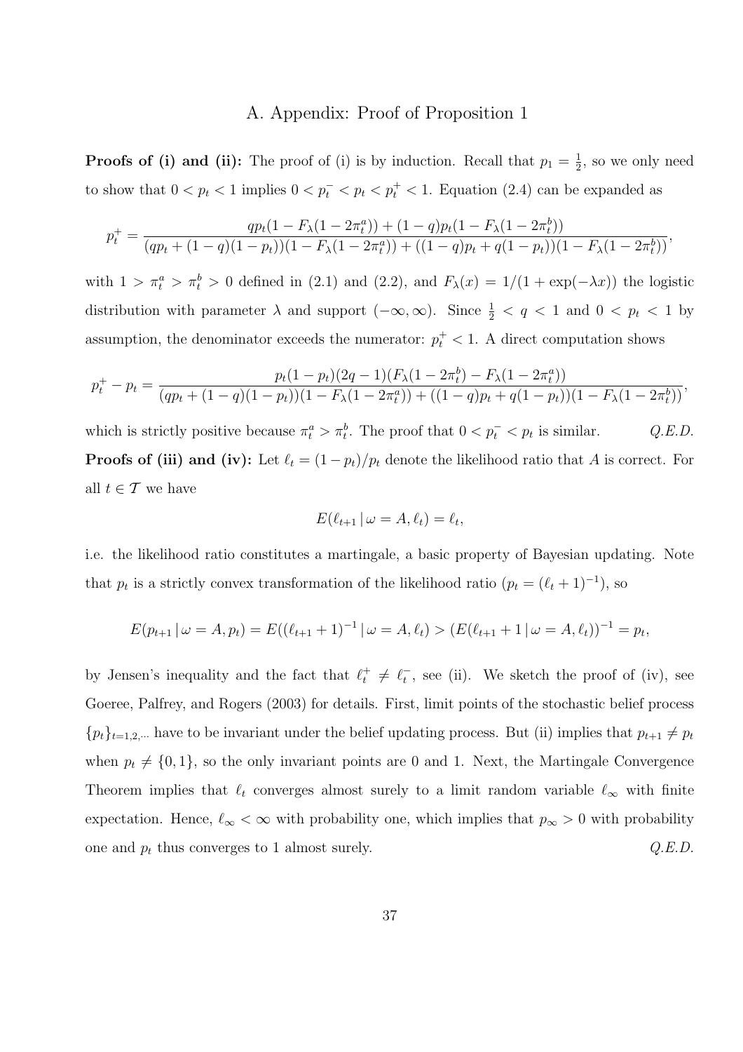# A. Appendix: Proof of Proposition 1

**Proofs of (i) and (ii):** The proof of (i) is by induction. Recall that $p_1 = \frac{1}{2}$, so we only need to show that $0 < p_t < 1$ implies $0 < p_t^- < p_t < p_t^+ < 1$. Equation (2.4) can be expanded as

$$p_t^+ = \frac{qp_t(1 - F_\lambda(1 - 2\pi_t^a)) + (1 - q)p_t(1 - F_\lambda(1 - 2\pi_t^b))}{(qp_t + (1 - q)(1 - p_t))(1 - F_\lambda(1 - 2\pi_t^a)) + ((1 - q)p_t + q(1 - p_t))(1 - F_\lambda(1 - 2\pi_t^b))},$$

with $1 > \pi_t^a > \pi_t^b > 0$ defined in (2.1) and (2.2), and $F_\lambda(x) = 1/(1 + \exp(-\lambda x))$ the logistic distribution with parameter $\lambda$ and support $(-\infty, \infty)$. Since $\frac{1}{2} < q < 1$ and $0 < p_t < 1$ by assumption, the denominator exceeds the numerator: $p_t^+ < 1$. A direct computation shows

$$p_t^+ - p_t = \frac{p_t(1 - p_t)(2q - 1)(F_\lambda(1 - 2\pi_t^b) - F_\lambda(1 - 2\pi_t^a))}{(qp_t + (1 - q)(1 - p_t))(1 - F_\lambda(1 - 2\pi_t^a)) + ((1 - q)p_t + q(1 - p_t))(1 - F_\lambda(1 - 2\pi_t^b))},$$

which is strictly positive because $\pi_t^a > \pi_t^b$. The proof that $0 < p_t^- < p_t$ is similar. *Q.E.D.*

**Proofs of (iii) and (iv):** Let $\ell_t = (1 - p_t)/p_t$ denote the likelihood ratio that $A$ is correct. For all $t \in \mathcal{T}$ we have

$$E(\ell_{t+1} \,|\, \omega = A, \ell_t) = \ell_t,$$

i.e. the likelihood ratio constitutes a martingale, a basic property of Bayesian updating. Note that $p_t$ is a strictly convex transformation of the likelihood ratio ($p_t = (\ell_t + 1)^{-1}$), so

$$E(p_{t+1} \,|\, \omega = A, p_t) = E((\ell_{t+1} + 1)^{-1} \,|\, \omega = A, \ell_t) > (E(\ell_{t+1} + 1 \,|\, \omega = A, \ell_t))^{-1} = p_t,$$

by Jensen's inequality and the fact that $\ell_t^+ \neq \ell_t^-$, see (ii). We sketch the proof of (iv), see Goeree, Palfrey, and Rogers (2003) for details. First, limit points of the stochastic belief process $\{p_t\}_{t=1,2,\cdots}$ have to be invariant under the belief updating process. But (ii) implies that $p_{t+1} \neq p_t$ when $p_t \neq \{0, 1\}$, so the only invariant points are 0 and 1. Next, the Martingale Convergence Theorem implies that $\ell_t$ converges almost surely to a limit random variable $\ell_\infty$ with finite expectation. Hence, $\ell_\infty < \infty$ with probability one, which implies that $p_\infty > 0$ with probability one and $p_t$ thus converges to 1 almost surely. *Q.E.D.*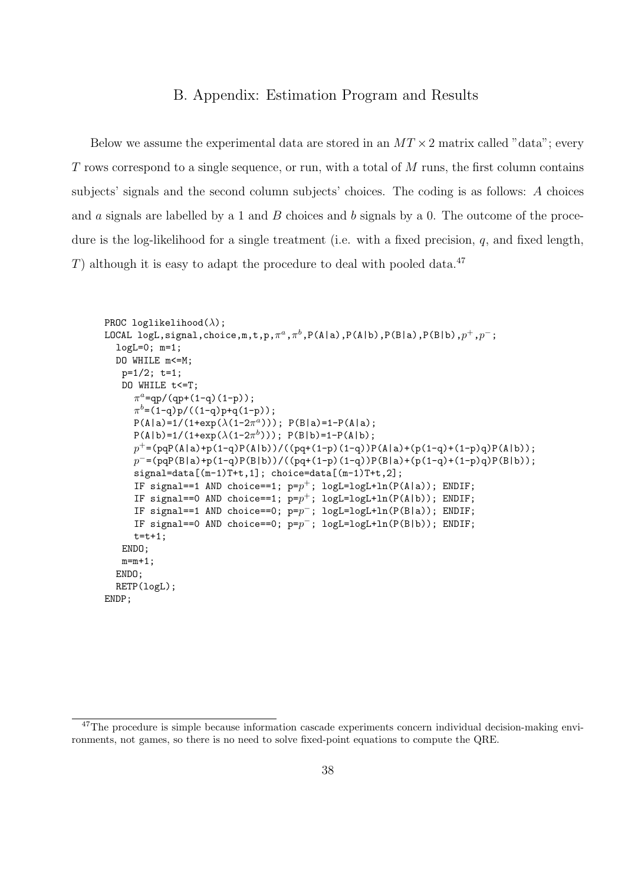# B. Appendix: Estimation Program and Results

Below we assume the experimental data are stored in an $MT \times 2$ matrix called "data"; every $T$ rows correspond to a single sequence, or run, with a total of $M$ runs, the first column contains subjects' signals and the second column subjects' choices. The coding is as follows: $A$ choices and $a$ signals are labelled by a 1 and $B$ choices and $b$ signals by a 0. The outcome of the procedure is the log-likelihood for a single treatment (i.e. with a fixed precision, $q$, and fixed length, $T$) although it is easy to adapt the procedure to deal with pooled data.[47]

```
PROC loglikelihood(λ);
LOCAL logL,signal,choice,m,t,p,πᵃ,πᵇ,P(A|a),P(A|b),P(B|a),P(B|b),p⁺,p⁻;
  logL=0; m=1;
  DO WHILE m<=M;
   p=1/2; t=1;
   DO WHILE t<=T;
     πᵃ=qp/(qp+(1-q)(1-p));
     πᵇ=(1-q)p/((1-q)p+q(1-p));
     P(A|a)=1/(1+exp(λ(1-2πᵃ))); P(B|a)=1-P(A|a);
     P(A|b)=1/(1+exp(λ(1-2πᵇ))); P(B|b)=1-P(A|b);
     p⁺=(pqP(A|a)+p(1-q)P(A|b))/((pq+(1-p)(1-q))P(A|a)+(p(1-q)+(1-p)q)P(A|b));
     p⁻=(pqP(B|a)+p(1-q)P(B|b))/((pq+(1-p)(1-q))P(B|a)+(p(1-q)+(1-p)q)P(B|b));
     signal=data[(m-1)T+t,1]; choice=data[(m-1)T+t,2];
     IF signal==1 AND choice==1; p=p⁺; logL=logL+ln(P(A|a)); ENDIF;
     IF signal==0 AND choice==1; p=p⁺; logL=logL+ln(P(A|b)); ENDIF;
     IF signal==1 AND choice==0; p=p⁻; logL=logL+ln(P(B|a)); ENDIF;
     IF signal==0 AND choice==0; p=p⁻; logL=logL+ln(P(B|b)); ENDIF;
     t=t+1;
   ENDO;
   m=m+1;
  ENDO;
  RETP(logL);
ENDP;
```

[47] The procedure is simple because information cascade experiments concern individual decision-making environments, not games, so there is no need to solve fixed-point equations to compute the QRE.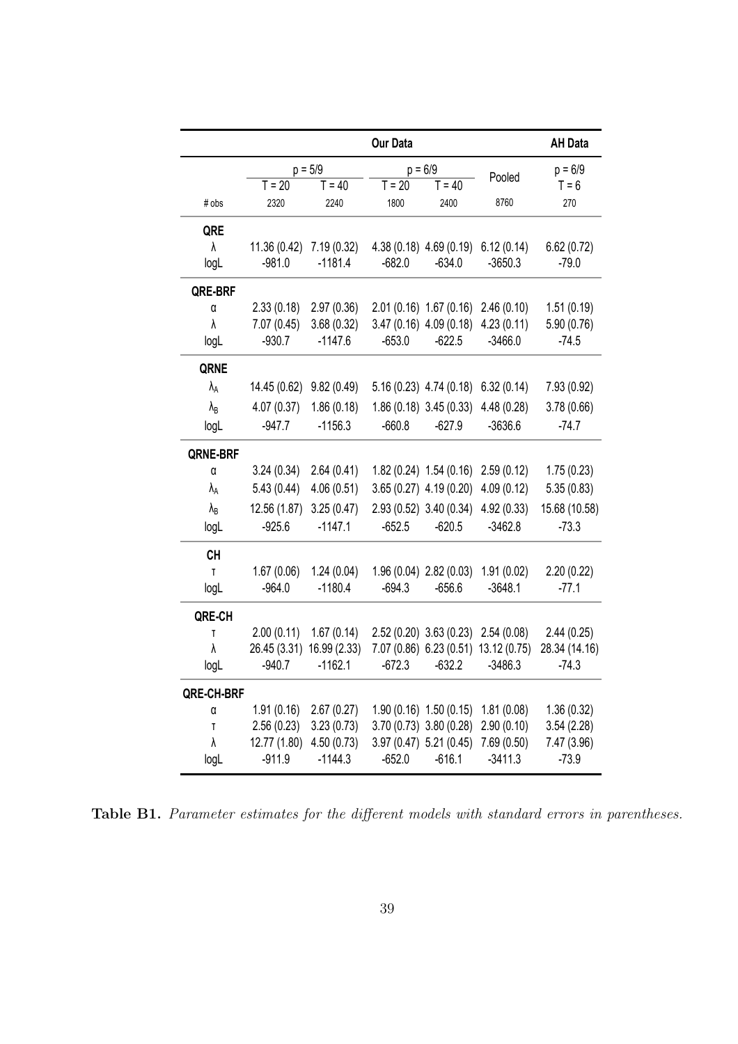| | Our Data | | | | | AH Data |
|---|---|---|---|---|---|---|
| | p = 5/9 | | p = 6/9 | | Pooled | p = 6/9 |
| | T = 20 | T = 40 | T = 20 | T = 40 | | T = 6 |
| # obs | 2320 | 2240 | 1800 | 2400 | 8760 | 270 |
| **QRE** | | | | | | |
| λ | 11.36 (0.42) | 7.19 (0.32) | 4.38 (0.18) | 4.69 (0.19) | 6.12 (0.14) | 6.62 (0.72) |
| logL | -981.0 | -1181.4 | -682.0 | -634.0 | -3650.3 | -79.0 |
| **QRE-BRF** | | | | | | |
| α | 2.33 (0.18) | 2.97 (0.36) | 2.01 (0.16) | 1.67 (0.16) | 2.46 (0.10) | 1.51 (0.19) |
| λ | 7.07 (0.45) | 3.68 (0.32) | 3.47 (0.16) | 4.09 (0.18) | 4.23 (0.11) | 5.90 (0.76) |
| logL | -930.7 | -1147.6 | -653.0 | -622.5 | -3466.0 | -74.5 |
| **QRNE** | | | | | | |
| $\lambda_A$ | 14.45 (0.62) | 9.82 (0.49) | 5.16 (0.23) | 4.74 (0.18) | 6.32 (0.14) | 7.93 (0.92) |
| $\lambda_B$ | 4.07 (0.37) | 1.86 (0.18) | 1.86 (0.18) | 3.45 (0.33) | 4.48 (0.28) | 3.78 (0.66) |
| logL | -947.7 | -1156.3 | -660.8 | -627.9 | -3636.6 | -74.7 |
| **QRNE-BRF** | | | | | | |
| α | 3.24 (0.34) | 2.64 (0.41) | 1.82 (0.24) | 1.54 (0.16) | 2.59 (0.12) | 1.75 (0.23) |
| $\lambda_A$ | 5.43 (0.44) | 4.06 (0.51) | 3.65 (0.27) | 4.19 (0.20) | 4.09 (0.12) | 5.35 (0.83) |
| $\lambda_B$ | 12.56 (1.87) | 3.25 (0.47) | 2.93 (0.52) | 3.40 (0.34) | 4.92 (0.33) | 15.68 (10.58) |
| logL | -925.6 | -1147.1 | -652.5 | -620.5 | -3462.8 | -73.3 |
| **CH** | | | | | | |
| τ | 1.67 (0.06) | 1.24 (0.04) | 1.96 (0.04) | 2.82 (0.03) | 1.91 (0.02) | 2.20 (0.22) |
| logL | -964.0 | -1180.4 | -694.3 | -656.6 | -3648.1 | -77.1 |
| **QRE-CH** | | | | | | |
| τ | 2.00 (0.11) | 1.67 (0.14) | 2.52 (0.20) | 3.63 (0.23) | 2.54 (0.08) | 2.44 (0.25) |
| λ | 26.45 (3.31) | 16.99 (2.33) | 7.07 (0.86) | 6.23 (0.51) | 13.12 (0.75) | 28.34 (14.16) |
| logL | -940.7 | -1162.1 | -672.3 | -632.2 | -3486.3 | -74.3 |
| **QRE-CH-BRF** | | | | | | |
| α | 1.91 (0.16) | 2.67 (0.27) | 1.90 (0.16) | 1.50 (0.15) | 1.81 (0.08) | 1.36 (0.32) |
| τ | 2.56 (0.23) | 3.23 (0.73) | 3.70 (0.73) | 3.80 (0.28) | 2.90 (0.10) | 3.54 (2.28) |
| λ | 12.77 (1.80) | 4.50 (0.73) | 3.97 (0.47) | 5.21 (0.45) | 7.69 (0.50) | 7.47 (3.96) |
| logL | -911.9 | -1144.3 | -652.0 | -616.1 | -3411.3 | -73.9 |

**Table B1.** *Parameter estimates for the different models with standard errors in parentheses.*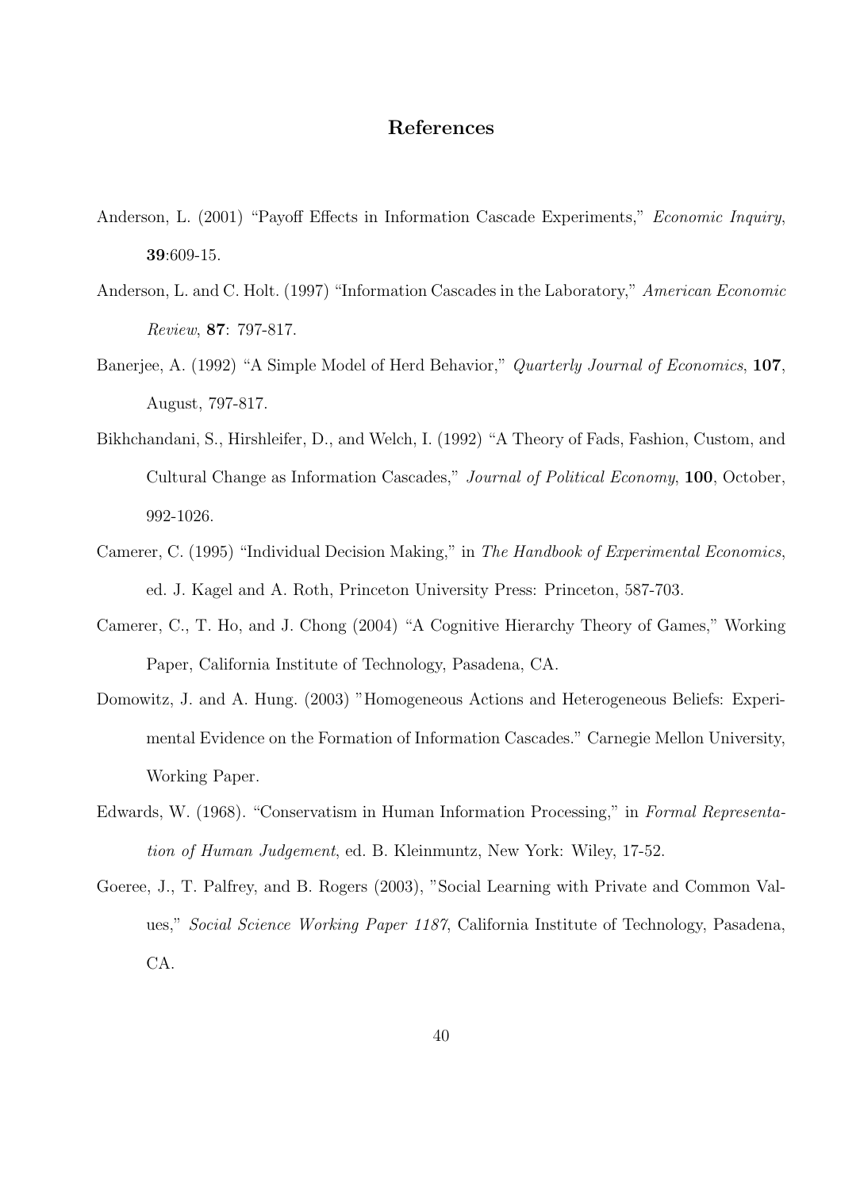## References

Anderson, L. (2001) "Payoff Effects in Information Cascade Experiments," *Economic Inquiry*, **39**:609-15.

Anderson, L. and C. Holt. (1997) "Information Cascades in the Laboratory," *American Economic Review*, **87**: 797-817.

Banerjee, A. (1992) "A Simple Model of Herd Behavior," *Quarterly Journal of Economics*, **107**, August, 797-817.

Bikhchandani, S., Hirshleifer, D., and Welch, I. (1992) "A Theory of Fads, Fashion, Custom, and Cultural Change as Information Cascades," *Journal of Political Economy*, **100**, October, 992-1026.

Camerer, C. (1995) "Individual Decision Making," in *The Handbook of Experimental Economics*, ed. J. Kagel and A. Roth, Princeton University Press: Princeton, 587-703.

Camerer, C., T. Ho, and J. Chong (2004) "A Cognitive Hierarchy Theory of Games," Working Paper, California Institute of Technology, Pasadena, CA.

Domowitz, J. and A. Hung. (2003) "Homogeneous Actions and Heterogeneous Beliefs: Experimental Evidence on the Formation of Information Cascades." Carnegie Mellon University, Working Paper.

Edwards, W. (1968). "Conservatism in Human Information Processing," in *Formal Representation of Human Judgement*, ed. B. Kleinmuntz, New York: Wiley, 17-52.

Goeree, J., T. Palfrey, and B. Rogers (2003), "Social Learning with Private and Common Values," *Social Science Working Paper 1187*, California Institute of Technology, Pasadena, CA.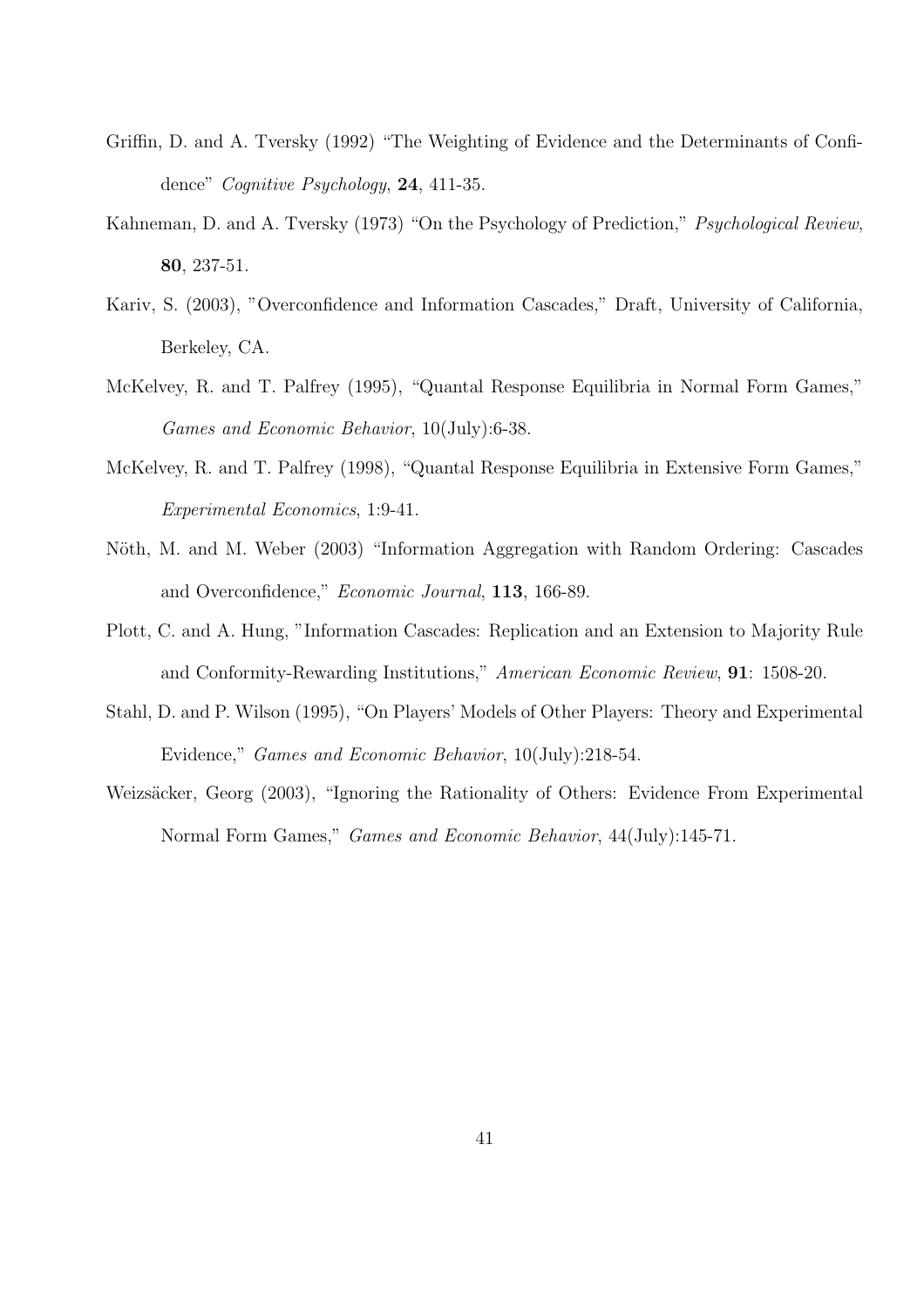Griffin, D. and A. Tversky (1992) "The Weighting of Evidence and the Determinants of Confidence" *Cognitive Psychology*, **24**, 411-35.

Kahneman, D. and A. Tversky (1973) "On the Psychology of Prediction," *Psychological Review*, **80**, 237-51.

Kariv, S. (2003), "Overconfidence and Information Cascades," Draft, University of California, Berkeley, CA.

McKelvey, R. and T. Palfrey (1995), "Quantal Response Equilibria in Normal Form Games," *Games and Economic Behavior*, 10(July):6-38.

McKelvey, R. and T. Palfrey (1998), "Quantal Response Equilibria in Extensive Form Games," *Experimental Economics*, 1:9-41.

Nöth, M. and M. Weber (2003) "Information Aggregation with Random Ordering: Cascades and Overconfidence," *Economic Journal*, **113**, 166-89.

Plott, C. and A. Hung, "Information Cascades: Replication and an Extension to Majority Rule and Conformity-Rewarding Institutions," *American Economic Review*, **91**: 1508-20.

Stahl, D. and P. Wilson (1995), "On Players' Models of Other Players: Theory and Experimental Evidence," *Games and Economic Behavior*, 10(July):218-54.

Weizsäcker, Georg (2003), "Ignoring the Rationality of Others: Evidence From Experimental Normal Form Games," *Games and Economic Behavior*, 44(July):145-71.